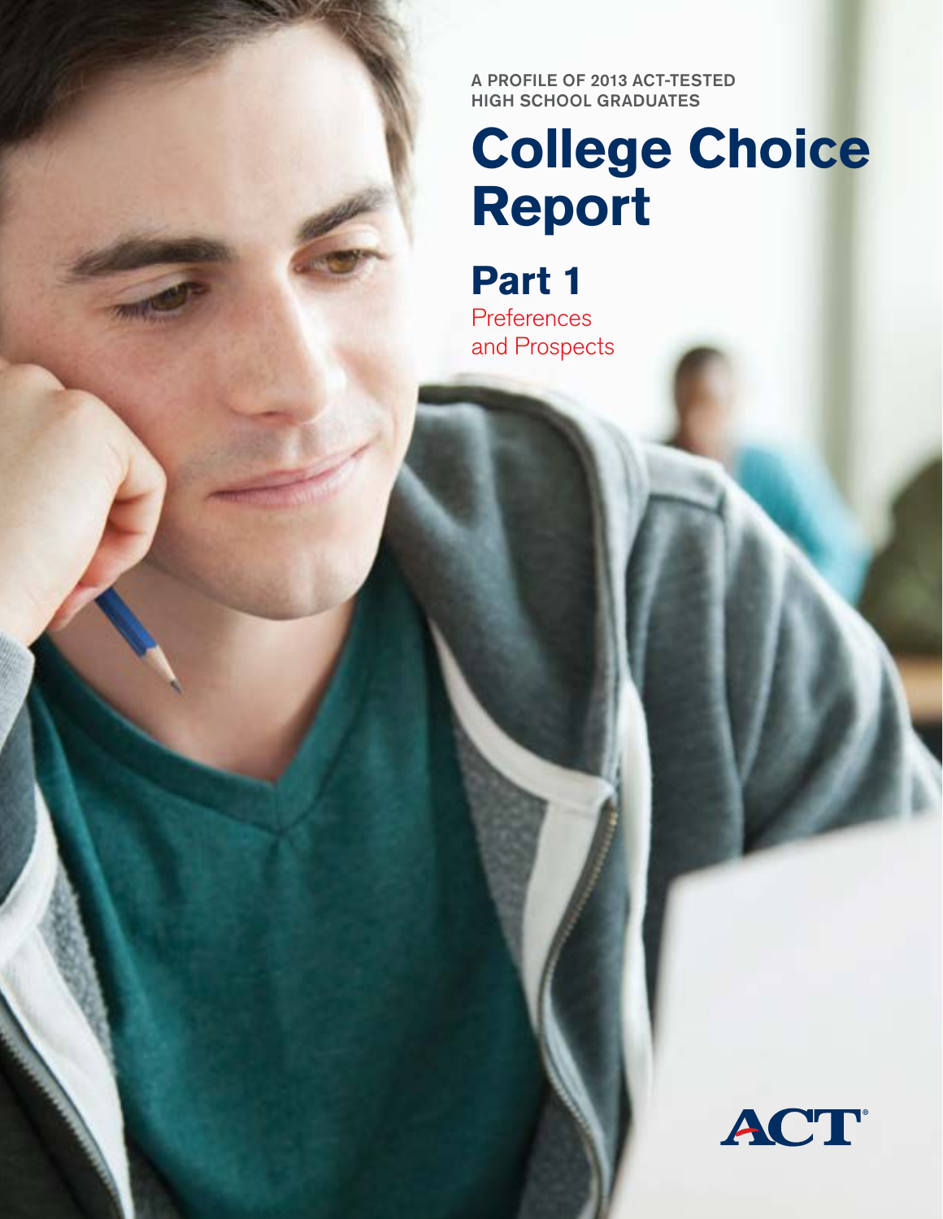A PROFILE OF 2013 ACT-TESTED HIGH SCHOOL GRADUATES

# College Choice Report

## Part 1

Preferences and Prospects

ACT®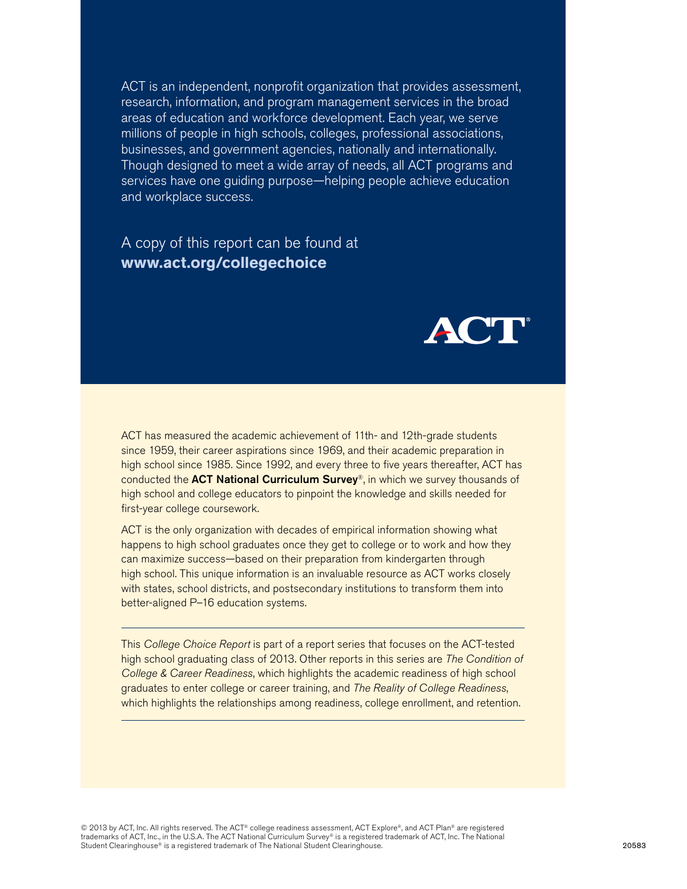ACT is an independent, nonprofit organization that provides assessment, research, information, and program management services in the broad areas of education and workforce development. Each year, we serve millions of people in high schools, colleges, professional associations, businesses, and government agencies, nationally and internationally. Though designed to meet a wide array of needs, all ACT programs and services have one guiding purpose—helping people achieve education and workplace success.

A copy of this report can be found at
**www.act.org/collegechoice**

ACT®

ACT has measured the academic achievement of 11th- and 12th-grade students since 1959, their career aspirations since 1969, and their academic preparation in high school since 1985. Since 1992, and every three to five years thereafter, ACT has conducted the **ACT National Curriculum Survey**®, in which we survey thousands of high school and college educators to pinpoint the knowledge and skills needed for first-year college coursework.

ACT is the only organization with decades of empirical information showing what happens to high school graduates once they get to college or to work and how they can maximize success—based on their preparation from kindergarten through high school. This unique information is an invaluable resource as ACT works closely with states, school districts, and postsecondary institutions to transform them into better-aligned P–16 education systems.

---

This *College Choice Report* is part of a report series that focuses on the ACT-tested high school graduating class of 2013. Other reports in this series are *The Condition of College & Career Readiness*, which highlights the academic readiness of high school graduates to enter college or career training, and *The Reality of College Readiness*, which highlights the relationships among readiness, college enrollment, and retention.

---

© 2013 by ACT, Inc. All rights reserved. The ACT® college readiness assessment, ACT Explore®, and ACT Plan® are registered trademarks of ACT, Inc., in the U.S.A. The ACT National Curriculum Survey® is a registered trademark of ACT, Inc. The National Student Clearinghouse® is a registered trademark of The National Student Clearinghouse.

20583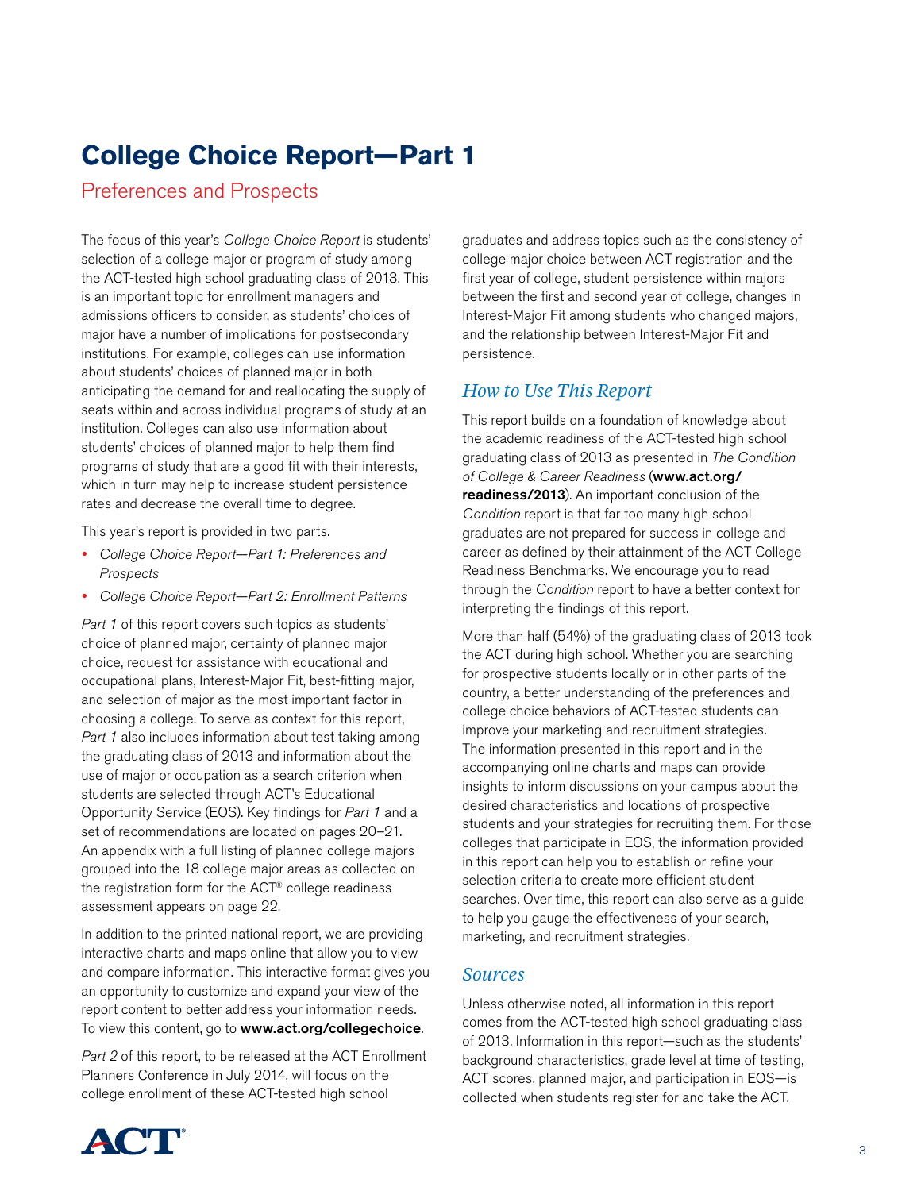# College Choice Report—Part 1

## Preferences and Prospects

The focus of this year's *College Choice Report* is students' selection of a college major or program of study among the ACT-tested high school graduating class of 2013. This is an important topic for enrollment managers and admissions officers to consider, as students' choices of major have a number of implications for postsecondary institutions. For example, colleges can use information about students' choices of planned major in both anticipating the demand for and reallocating the supply of seats within and across individual programs of study at an institution. Colleges can also use information about students' choices of planned major to help them find programs of study that are a good fit with their interests, which in turn may help to increase student persistence rates and decrease the overall time to degree.

This year's report is provided in two parts.

- *College Choice Report—Part 1: Preferences and Prospects*
- *College Choice Report—Part 2: Enrollment Patterns*

*Part 1* of this report covers such topics as students' choice of planned major, certainty of planned major choice, request for assistance with educational and occupational plans, Interest-Major Fit, best-fitting major, and selection of major as the most important factor in choosing a college. To serve as context for this report, *Part 1* also includes information about test taking among the graduating class of 2013 and information about the use of major or occupation as a search criterion when students are selected through ACT's Educational Opportunity Service (EOS). Key findings for *Part 1* and a set of recommendations are located on pages 20–21. An appendix with a full listing of planned college majors grouped into the 18 college major areas as collected on the registration form for the ACT® college readiness assessment appears on page 22.

In addition to the printed national report, we are providing interactive charts and maps online that allow you to view and compare information. This interactive format gives you an opportunity to customize and expand your view of the report content to better address your information needs. To view this content, go to **www.act.org/collegechoice**.

*Part 2* of this report, to be released at the ACT Enrollment Planners Conference in July 2014, will focus on the college enrollment of these ACT-tested high school graduates and address topics such as the consistency of college major choice between ACT registration and the first year of college, student persistence within majors between the first and second year of college, changes in Interest-Major Fit among students who changed majors, and the relationship between Interest-Major Fit and persistence.

### *How to Use This Report*

This report builds on a foundation of knowledge about the academic readiness of the ACT-tested high school graduating class of 2013 as presented in *The Condition of College & Career Readiness* (**www.act.org/readiness/2013**). An important conclusion of the *Condition* report is that far too many high school graduates are not prepared for success in college and career as defined by their attainment of the ACT College Readiness Benchmarks. We encourage you to read through the *Condition* report to have a better context for interpreting the findings of this report.

More than half (54%) of the graduating class of 2013 took the ACT during high school. Whether you are searching for prospective students locally or in other parts of the country, a better understanding of the preferences and college choice behaviors of ACT-tested students can improve your marketing and recruitment strategies. The information presented in this report and in the accompanying online charts and maps can provide insights to inform discussions on your campus about the desired characteristics and locations of prospective students and your strategies for recruiting them. For those colleges that participate in EOS, the information provided in this report can help you to establish or refine your selection criteria to create more efficient student searches. Over time, this report can also serve as a guide to help you gauge the effectiveness of your search, marketing, and recruitment strategies.

### *Sources*

Unless otherwise noted, all information in this report comes from the ACT-tested high school graduating class of 2013. Information in this report—such as the students' background characteristics, grade level at time of testing, ACT scores, planned major, and participation in EOS—is collected when students register for and take the ACT.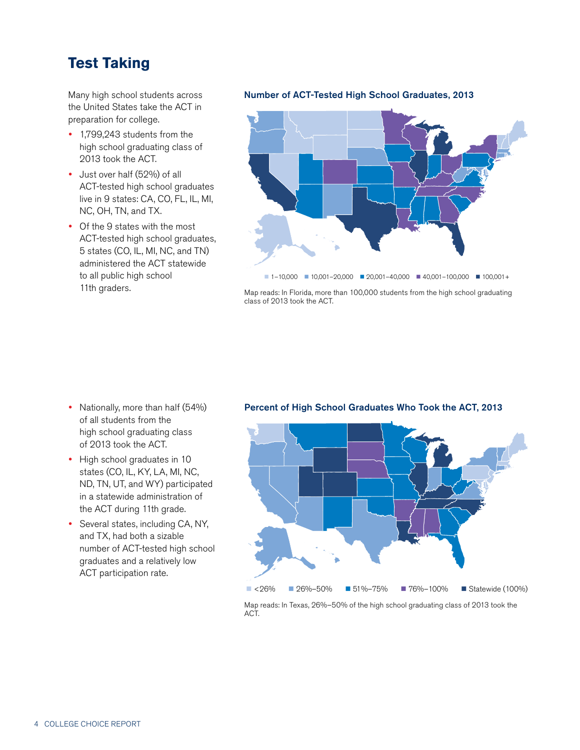# Test Taking

Many high school students across the United States take the ACT in preparation for college.

- 1,799,243 students from the high school graduating class of 2013 took the ACT.
- Just over half (52%) of all ACT-tested high school graduates live in 9 states: CA, CO, FL, IL, MI, NC, OH, TN, and TX.
- Of the 9 states with the most ACT-tested high school graduates, 5 states (CO, IL, MI, NC, and TN) administered the ACT statewide to all public high school 11th graders.

**Number of ACT-Tested High School Graduates, 2013**

1–10,000 | 10,001–20,000 | 20,001–40,000 | 40,001–100,000 | 100,001+

Map reads: In Florida, more than 100,000 students from the high school graduating class of 2013 took the ACT.

- Nationally, more than half (54%) of all students from the high school graduating class of 2013 took the ACT.
- High school graduates in 10 states (CO, IL, KY, LA, MI, NC, ND, TN, UT, and WY) participated in a statewide administration of the ACT during 11th grade.
- Several states, including CA, NY, and TX, had both a sizable number of ACT-tested high school graduates and a relatively low ACT participation rate.

**Percent of High School Graduates Who Took the ACT, 2013**

<26% | 26%–50% | 51%–75% | 76%–100% | Statewide (100%)

Map reads: In Texas, 26%–50% of the high school graduating class of 2013 took the ACT.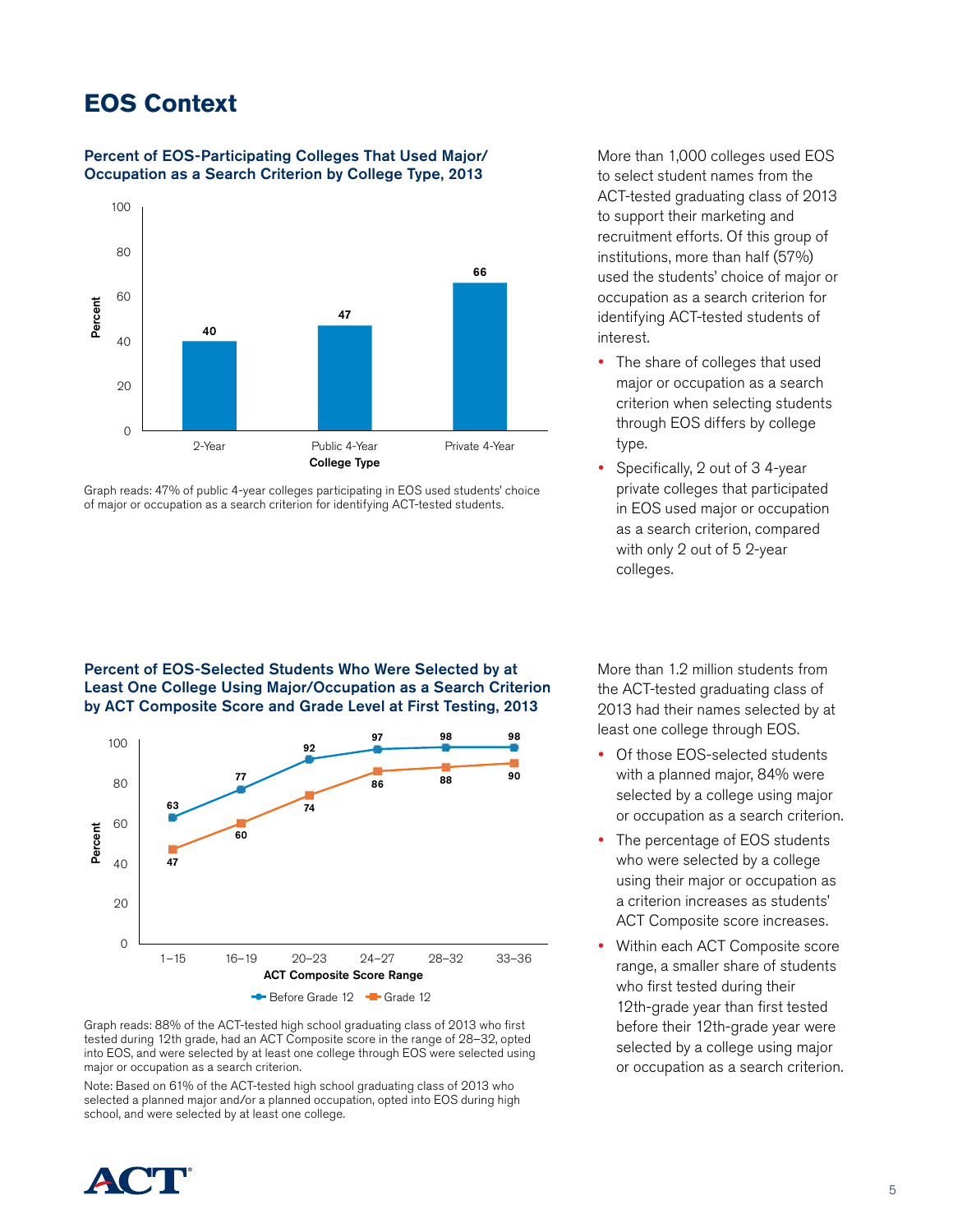## EOS Context

### Percent of EOS-Participating Colleges That Used Major/Occupation as a Search Criterion by College Type, 2013

| College Type | Percent |
|---|---|
| 2-Year | 40 |
| Public 4-Year | 47 |
| Private 4-Year | 66 |

Graph reads: 47% of public 4-year colleges participating in EOS used students' choice of major or occupation as a search criterion for identifying ACT-tested students.

More than 1,000 colleges used EOS to select student names from the ACT-tested graduating class of 2013 to support their marketing and recruitment efforts. Of this group of institutions, more than half (57%) used the students' choice of major or occupation as a search criterion for identifying ACT-tested students of interest.

- The share of colleges that used major or occupation as a search criterion when selecting students through EOS differs by college type.
- Specifically, 2 out of 3 4-year private colleges that participated in EOS used major or occupation as a search criterion, compared with only 2 out of 5 2-year colleges.

### Percent of EOS-Selected Students Who Were Selected by at Least One College Using Major/Occupation as a Search Criterion by ACT Composite Score and Grade Level at First Testing, 2013

| ACT Composite Score Range | Before Grade 12 | Grade 12 |
|---|---|---|
| 1–15 | 63 | 47 |
| 16–19 | 77 | 60 |
| 20–23 | 92 | 74 |
| 24–27 | 97 | 86 |
| 28–32 | 98 | 88 |
| 33–36 | 98 | 90 |

Graph reads: 88% of the ACT-tested high school graduating class of 2013 who first tested during 12th grade, had an ACT Composite score in the range of 28–32, opted into EOS, and were selected by at least one college through EOS were selected using major or occupation as a search criterion.

Note: Based on 61% of the ACT-tested high school graduating class of 2013 who selected a planned major and/or a planned occupation, opted into EOS during high school, and were selected by at least one college.

More than 1.2 million students from the ACT-tested graduating class of 2013 had their names selected by at least one college through EOS.

- Of those EOS-selected students with a planned major, 84% were selected by a college using major or occupation as a search criterion.
- The percentage of EOS students who were selected by a college using their major or occupation as a criterion increases as students' ACT Composite score increases.
- Within each ACT Composite score range, a smaller share of students who first tested during their 12th-grade year than first tested before their 12th-grade year were selected by a college using major or occupation as a search criterion.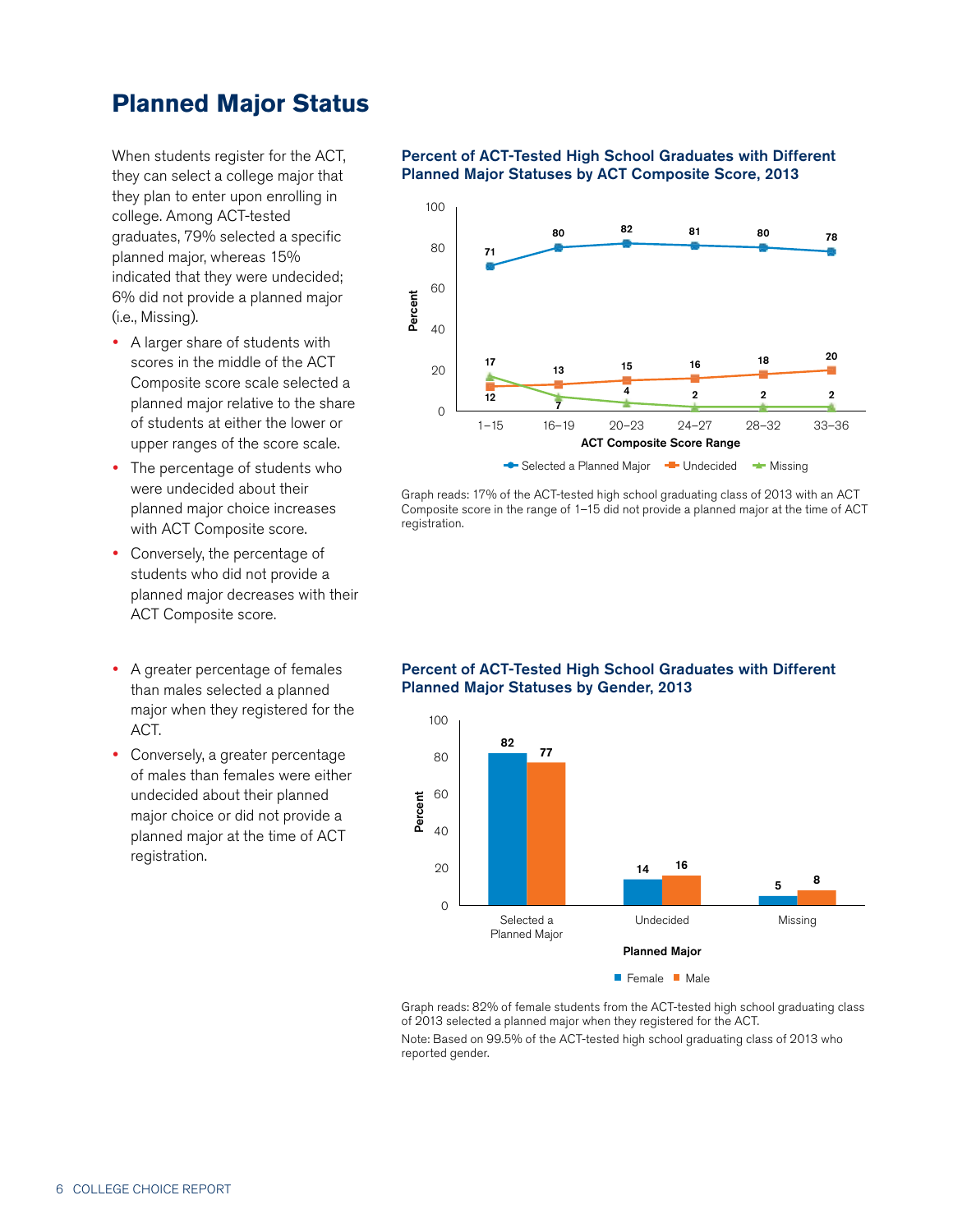## Planned Major Status

When students register for the ACT, they can select a college major that they plan to enter upon enrolling in college. Among ACT-tested graduates, 79% selected a specific planned major, whereas 15% indicated that they were undecided; 6% did not provide a planned major (i.e., Missing).

- A larger share of students with scores in the middle of the ACT Composite score scale selected a planned major relative to the share of students at either the lower or upper ranges of the score scale.
- The percentage of students who were undecided about their planned major choice increases with ACT Composite score.
- Conversely, the percentage of students who did not provide a planned major decreases with their ACT Composite score.

### Percent of ACT-Tested High School Graduates with Different Planned Major Statuses by ACT Composite Score, 2013

| ACT Composite Score Range | Selected a Planned Major | Undecided | Missing |
|---|---|---|---|
| 1–15 | 71 | 12 | 17 |
| 16–19 | 80 | 13 | 7 |
| 20–23 | 82 | 15 | 4 |
| 24–27 | 81 | 16 | 2 |
| 28–32 | 80 | 18 | 2 |
| 33–36 | 78 | 20 | 2 |

Graph reads: 17% of the ACT-tested high school graduating class of 2013 with an ACT Composite score in the range of 1–15 did not provide a planned major at the time of ACT registration.

- A greater percentage of females than males selected a planned major when they registered for the ACT.
- Conversely, a greater percentage of males than females were either undecided about their planned major choice or did not provide a planned major at the time of ACT registration.

### Percent of ACT-Tested High School Graduates with Different Planned Major Statuses by Gender, 2013

| Planned Major | Female | Male |
|---|---|---|
| Selected a Planned Major | 82 | 77 |
| Undecided | 14 | 16 |
| Missing | 5 | 8 |

Graph reads: 82% of female students from the ACT-tested high school graduating class of 2013 selected a planned major when they registered for the ACT.

Note: Based on 99.5% of the ACT-tested high school graduating class of 2013 who reported gender.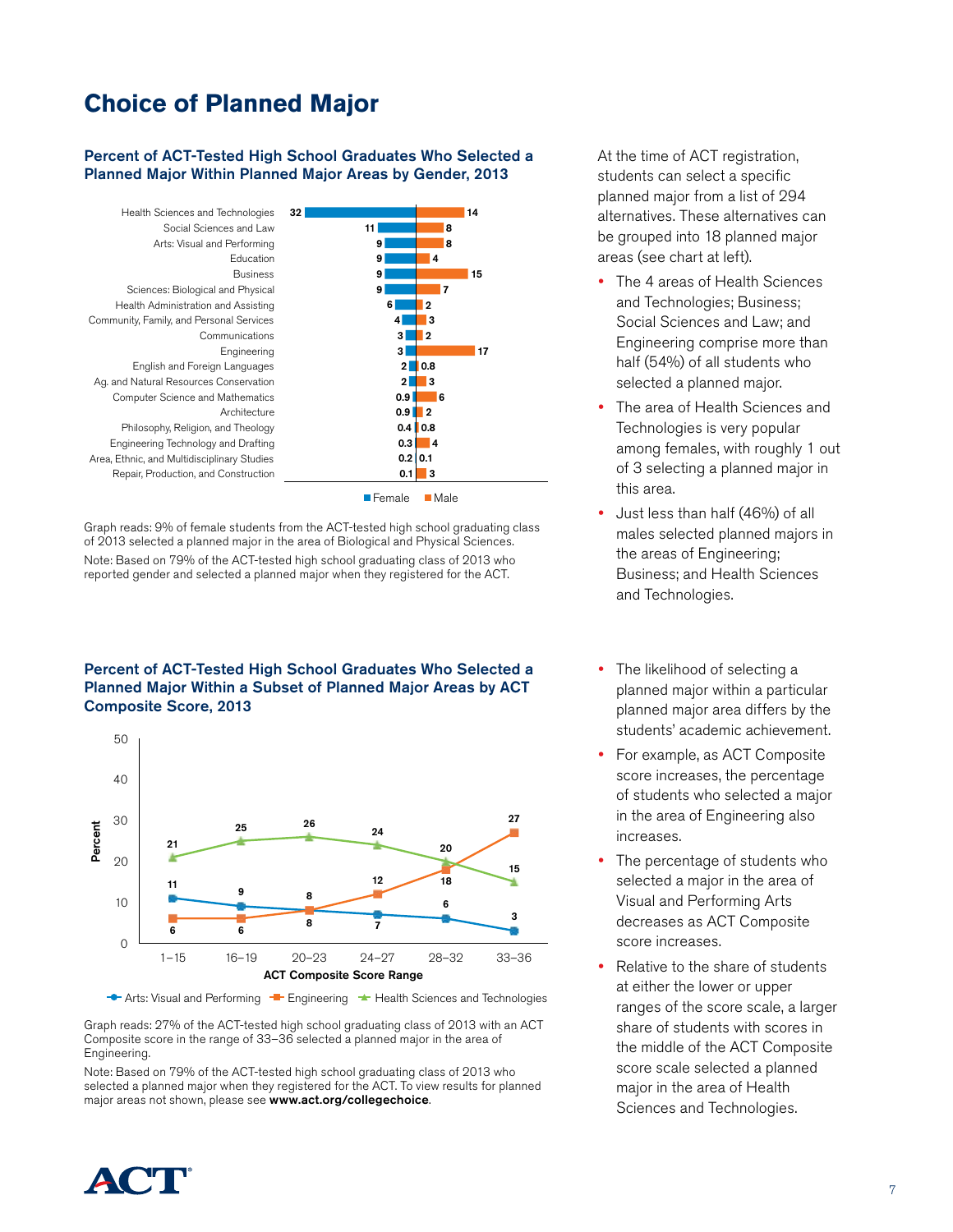# Choice of Planned Major

### Percent of ACT-Tested High School Graduates Who Selected a Planned Major Within Planned Major Areas by Gender, 2013

| Planned Major Area | Female | Male |
|---|---|---|
| Health Sciences and Technologies | 32 | 14 |
| Social Sciences and Law | 11 | 8 |
| Arts: Visual and Performing | 9 | 8 |
| Education | 9 | 4 |
| Business | 9 | 15 |
| Sciences: Biological and Physical | 9 | 7 |
| Health Administration and Assisting | 6 | 2 |
| Community, Family, and Personal Services | 4 | 3 |
| Communications | 3 | 2 |
| Engineering | 3 | 17 |
| English and Foreign Languages | 2 | 0.8 |
| Ag. and Natural Resources Conservation | 2 | 3 |
| Computer Science and Mathematics | 0.9 | 6 |
| Architecture | 0.9 | 2 |
| Philosophy, Religion, and Theology | 0.4 | 0.8 |
| Engineering Technology and Drafting | 0.3 | 4 |
| Area, Ethnic, and Multidisciplinary Studies | 0.2 | 0.1 |
| Repair, Production, and Construction | 0.1 | 3 |

Graph reads: 9% of female students from the ACT-tested high school graduating class of 2013 selected a planned major in the area of Biological and Physical Sciences.

Note: Based on 79% of the ACT-tested high school graduating class of 2013 who reported gender and selected a planned major when they registered for the ACT.

At the time of ACT registration, students can select a specific planned major from a list of 294 alternatives. These alternatives can be grouped into 18 planned major areas (see chart at left).

- The 4 areas of Health Sciences and Technologies; Business; Social Sciences and Law; and Engineering comprise more than half (54%) of all students who selected a planned major.
- The area of Health Sciences and Technologies is very popular among females, with roughly 1 out of 3 selecting a planned major in this area.
- Just less than half (46%) of all males selected planned majors in the areas of Engineering; Business; and Health Sciences and Technologies.

### Percent of ACT-Tested High School Graduates Who Selected a Planned Major Within a Subset of Planned Major Areas by ACT Composite Score, 2013

| ACT Composite Score Range | Arts: Visual and Performing | Engineering | Health Sciences and Technologies |
|---|---|---|---|
| 1–15 | 11 | 6 | 21 |
| 16–19 | 9 | 6 | 25 |
| 20–23 | 8 | 8 | 26 |
| 24–27 | 7 | 12 | 24 |
| 28–32 | 6 | 18 | 20 |
| 33–36 | 3 | 27 | 15 |

Graph reads: 27% of the ACT-tested high school graduating class of 2013 with an ACT Composite score in the range of 33–36 selected a planned major in the area of Engineering.

Note: Based on 79% of the ACT-tested high school graduating class of 2013 who selected a planned major when they registered for the ACT. To view results for planned major areas not shown, please see **www.act.org/collegechoice**.

- The likelihood of selecting a planned major within a particular planned major area differs by the students' academic achievement.
- For example, as ACT Composite score increases, the percentage of students who selected a major in the area of Engineering also increases.
- The percentage of students who selected a major in the area of Visual and Performing Arts decreases as ACT Composite score increases.
- Relative to the share of students at either the lower or upper ranges of the score scale, a larger share of students with scores in the middle of the ACT Composite score scale selected a planned major in the area of Health Sciences and Technologies.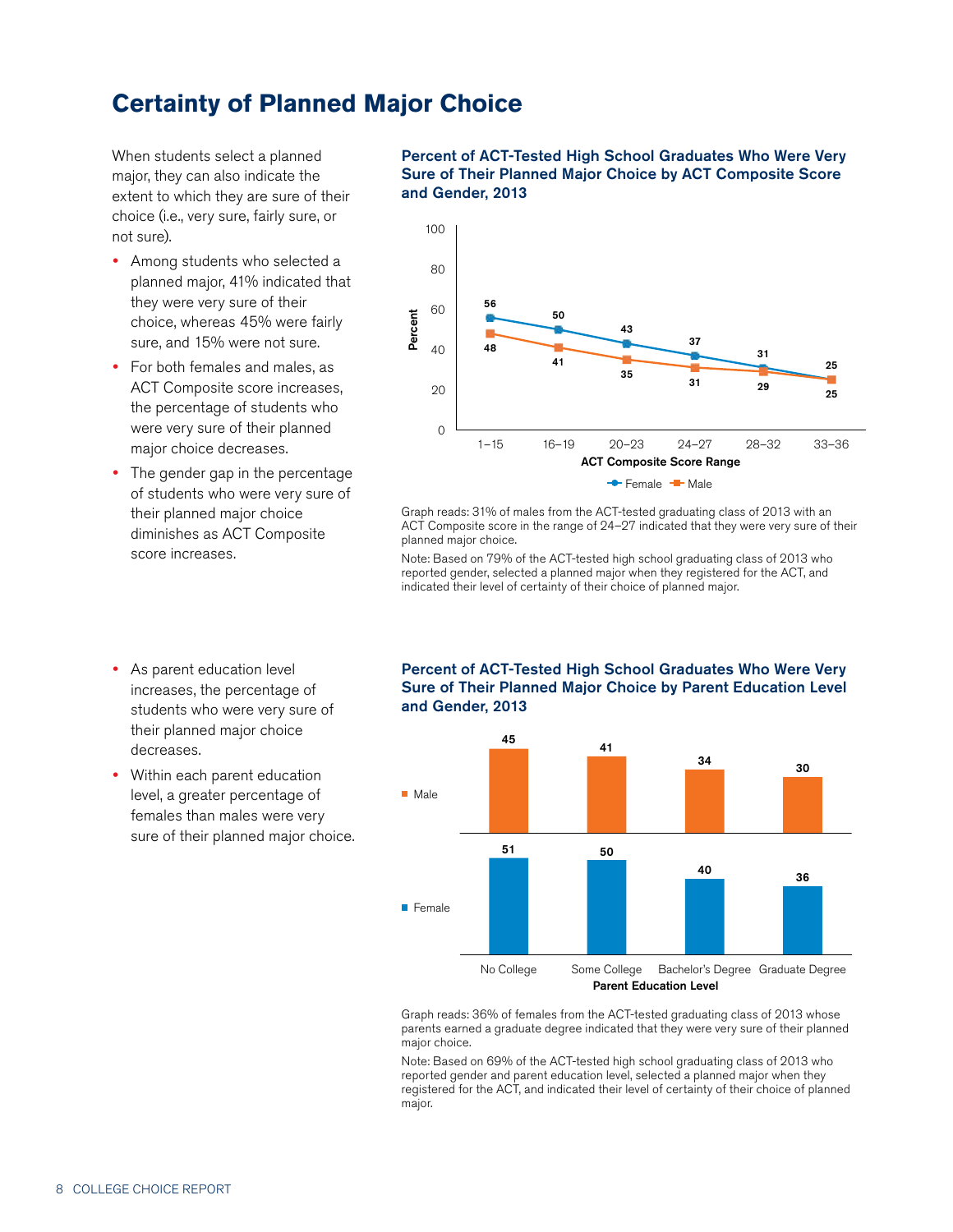# Certainty of Planned Major Choice

When students select a planned major, they can also indicate the extent to which they are sure of their choice (i.e., very sure, fairly sure, or not sure).

- Among students who selected a planned major, 41% indicated that they were very sure of their choice, whereas 45% were fairly sure, and 15% were not sure.
- For both females and males, as ACT Composite score increases, the percentage of students who were very sure of their planned major choice decreases.
- The gender gap in the percentage of students who were very sure of their planned major choice diminishes as ACT Composite score increases.

### Percent of ACT-Tested High School Graduates Who Were Very Sure of Their Planned Major Choice by ACT Composite Score and Gender, 2013

| ACT Composite Score Range | Female | Male |
|---|---|---|
| 1–15 | 56 | 48 |
| 16–19 | 50 | 41 |
| 20–23 | 43 | 35 |
| 24–27 | 37 | 31 |
| 28–32 | 31 | 29 |
| 33–36 | 25 | 25 |

Graph reads: 31% of males from the ACT-tested graduating class of 2013 with an ACT Composite score in the range of 24–27 indicated that they were very sure of their planned major choice.

Note: Based on 79% of the ACT-tested high school graduating class of 2013 who reported gender, selected a planned major when they registered for the ACT, and indicated their level of certainty of their choice of planned major.

- As parent education level increases, the percentage of students who were very sure of their planned major choice decreases.
- Within each parent education level, a greater percentage of females than males were very sure of their planned major choice.

### Percent of ACT-Tested High School Graduates Who Were Very Sure of Their Planned Major Choice by Parent Education Level and Gender, 2013

| Parent Education Level | Male | Female |
|---|---|---|
| No College | 45 | 51 |
| Some College | 41 | 50 |
| Bachelor's Degree | 34 | 40 |
| Graduate Degree | 30 | 36 |

Graph reads: 36% of females from the ACT-tested graduating class of 2013 whose parents earned a graduate degree indicated that they were very sure of their planned major choice.

Note: Based on 69% of the ACT-tested high school graduating class of 2013 who reported gender and parent education level, selected a planned major when they registered for the ACT, and indicated their level of certainty of their choice of planned major.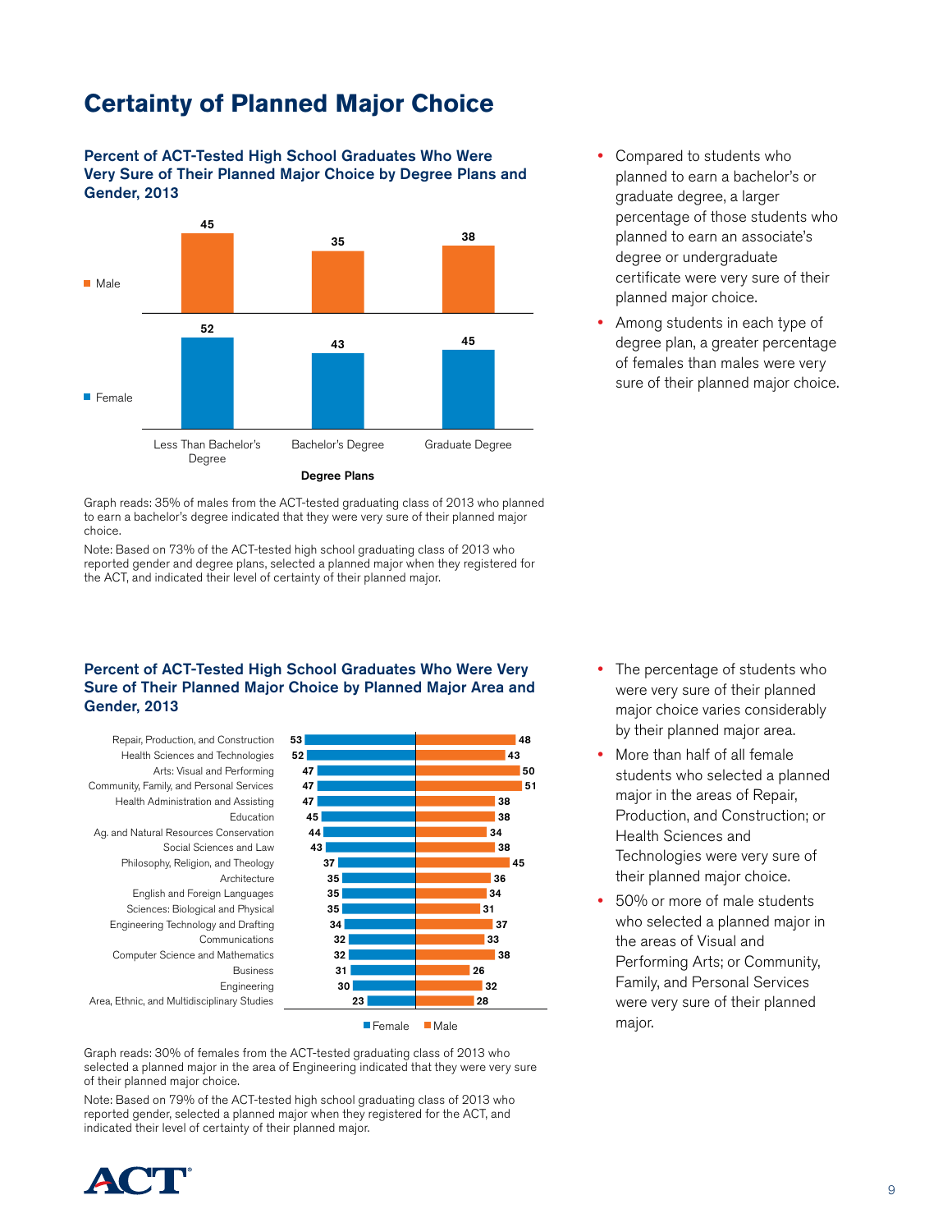# Certainty of Planned Major Choice

### Percent of ACT-Tested High School Graduates Who Were Very Sure of Their Planned Major Choice by Degree Plans and Gender, 2013

| Degree Plans | Male | Female |
| --- | --- | --- |
| Less Than Bachelor's Degree | 45 | 52 |
| Bachelor's Degree | 35 | 43 |
| Graduate Degree | 38 | 45 |

Graph reads: 35% of males from the ACT-tested graduating class of 2013 who planned to earn a bachelor's degree indicated that they were very sure of their planned major choice.

Note: Based on 73% of the ACT-tested high school graduating class of 2013 who reported gender and degree plans, selected a planned major when they registered for the ACT, and indicated their level of certainty of their planned major.

- Compared to students who planned to earn a bachelor's or graduate degree, a larger percentage of those students who planned to earn an associate's degree or undergraduate certificate were very sure of their planned major choice.
- Among students in each type of degree plan, a greater percentage of females than males were very sure of their planned major choice.

### Percent of ACT-Tested High School Graduates Who Were Very Sure of Their Planned Major Choice by Planned Major Area and Gender, 2013

| Planned Major Area | Female | Male |
| --- | --- | --- |
| Repair, Production, and Construction | 53 | 48 |
| Health Sciences and Technologies | 52 | 43 |
| Arts: Visual and Performing | 47 | 50 |
| Community, Family, and Personal Services | 47 | 51 |
| Health Administration and Assisting | 47 | 38 |
| Education | 45 | 38 |
| Ag. and Natural Resources Conservation | 44 | 34 |
| Social Sciences and Law | 43 | 38 |
| Philosophy, Religion, and Theology | 37 | 45 |
| Architecture | 35 | 36 |
| English and Foreign Languages | 35 | 34 |
| Sciences: Biological and Physical | 35 | 31 |
| Engineering Technology and Drafting | 34 | 37 |
| Communications | 32 | 33 |
| Computer Science and Mathematics | 32 | 38 |
| Business | 31 | 26 |
| Engineering | 30 | 32 |
| Area, Ethnic, and Multidisciplinary Studies | 23 | 28 |

Graph reads: 30% of females from the ACT-tested graduating class of 2013 who selected a planned major in the area of Engineering indicated that they were very sure of their planned major choice.

Note: Based on 79% of the ACT-tested high school graduating class of 2013 who reported gender, selected a planned major when they registered for the ACT, and indicated their level of certainty of their planned major.

- The percentage of students who were very sure of their planned major choice varies considerably by their planned major area.
- More than half of all female students who selected a planned major in the areas of Repair, Production, and Construction; or Health Sciences and Technologies were very sure of their planned major choice.
- 50% or more of male students who selected a planned major in the areas of Visual and Performing Arts; or Community, Family, and Personal Services were very sure of their planned major.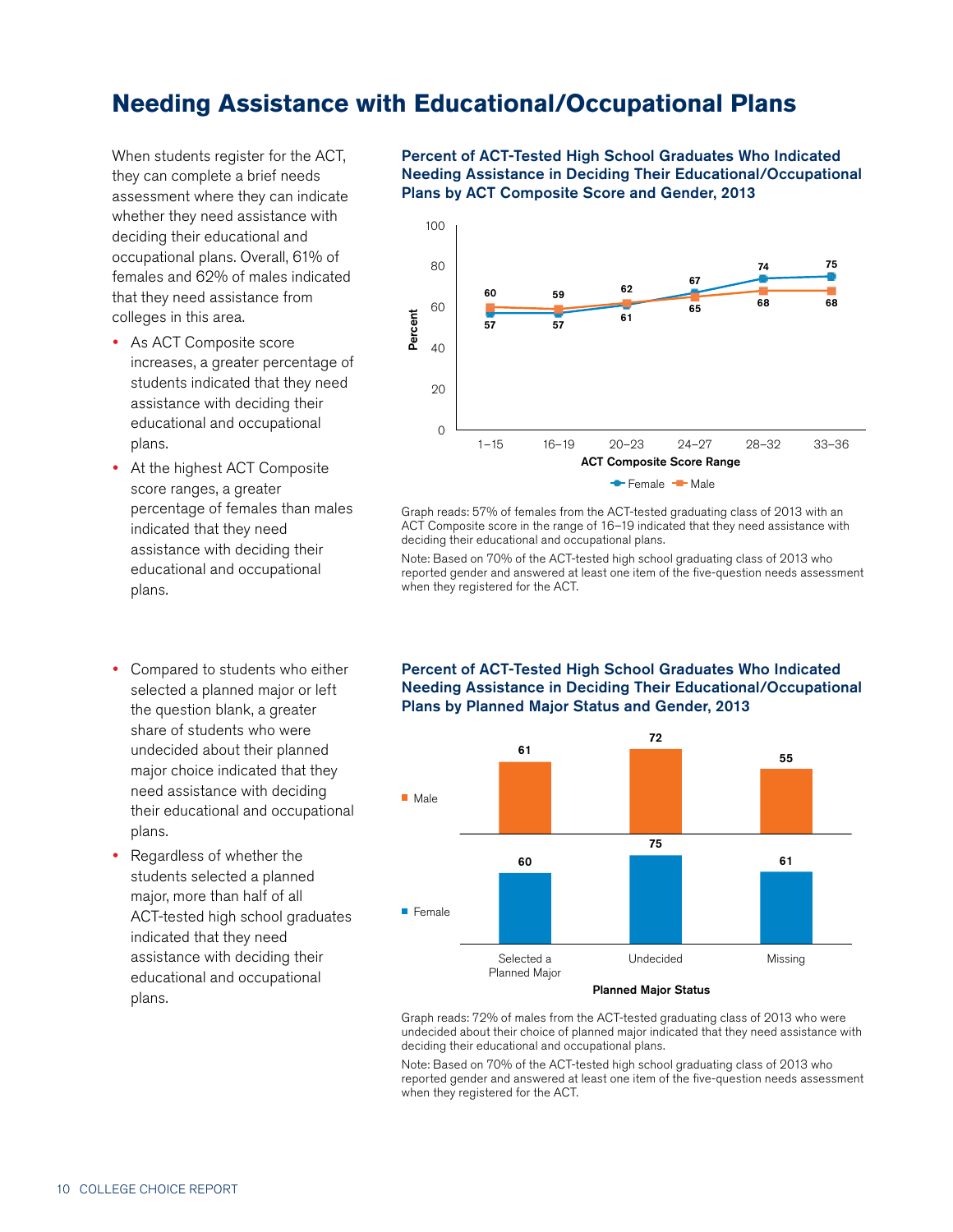# Needing Assistance with Educational/Occupational Plans

When students register for the ACT, they can complete a brief needs assessment where they can indicate whether they need assistance with deciding their educational and occupational plans. Overall, 61% of females and 62% of males indicated that they need assistance from colleges in this area.

- As ACT Composite score increases, a greater percentage of students indicated that they need assistance with deciding their educational and occupational plans.
- At the highest ACT Composite score ranges, a greater percentage of females than males indicated that they need assistance with deciding their educational and occupational plans.

**Percent of ACT-Tested High School Graduates Who Indicated Needing Assistance in Deciding Their Educational/Occupational Plans by ACT Composite Score and Gender, 2013**

| ACT Composite Score Range | Female | Male |
|---|---|---|
| 1–15 | 57 | 60 |
| 16–19 | 57 | 59 |
| 20–23 | 61 | 62 |
| 24–27 | 67 | 65 |
| 28–32 | 74 | 68 |
| 33–36 | 75 | 68 |

Graph reads: 57% of females from the ACT-tested graduating class of 2013 with an ACT Composite score in the range of 16–19 indicated that they need assistance with deciding their educational and occupational plans.

Note: Based on 70% of the ACT-tested high school graduating class of 2013 who reported gender and answered at least one item of the five-question needs assessment when they registered for the ACT.

- Compared to students who either selected a planned major or left the question blank, a greater share of students who were undecided about their planned major choice indicated that they need assistance with deciding their educational and occupational plans.
- Regardless of whether the students selected a planned major, more than half of all ACT-tested high school graduates indicated that they need assistance with deciding their educational and occupational plans.

**Percent of ACT-Tested High School Graduates Who Indicated Needing Assistance in Deciding Their Educational/Occupational Plans by Planned Major Status and Gender, 2013**

| Planned Major Status | Male | Female |
|---|---|---|
| Selected a Planned Major | 61 | 60 |
| Undecided | 72 | 75 |
| Missing | 55 | 61 |

Graph reads: 72% of males from the ACT-tested graduating class of 2013 who were undecided about their choice of planned major indicated that they need assistance with deciding their educational and occupational plans.

Note: Based on 70% of the ACT-tested high school graduating class of 2013 who reported gender and answered at least one item of the five-question needs assessment when they registered for the ACT.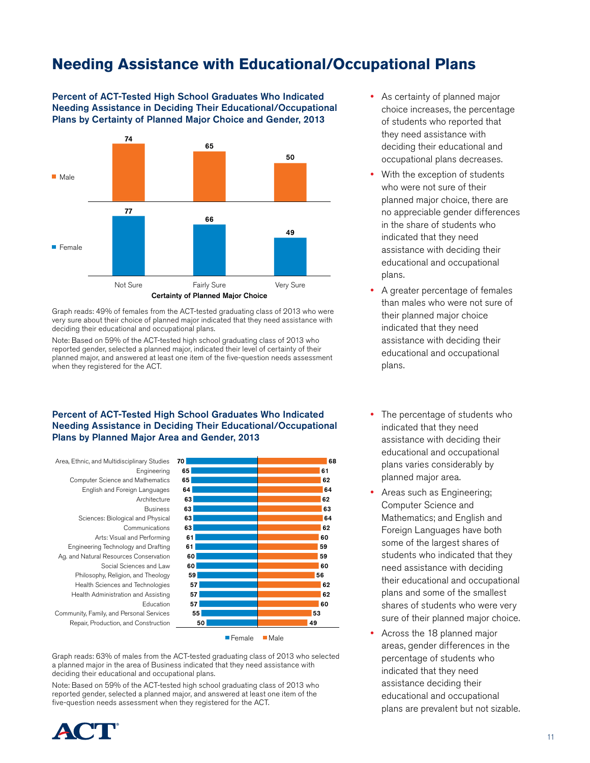# Needing Assistance with Educational/Occupational Plans

### Percent of ACT-Tested High School Graduates Who Indicated Needing Assistance in Deciding Their Educational/Occupational Plans by Certainty of Planned Major Choice and Gender, 2013

| Certainty of Planned Major Choice | Male | Female |
|---|---|---|
| Not Sure | 74 | 77 |
| Fairly Sure | 65 | 66 |
| Very Sure | 50 | 49 |

Graph reads: 49% of females from the ACT-tested graduating class of 2013 who were very sure about their choice of planned major indicated that they need assistance with deciding their educational and occupational plans.

Note: Based on 59% of the ACT-tested high school graduating class of 2013 who reported gender, selected a planned major, indicated their level of certainty of their planned major, and answered at least one item of the five-question needs assessment when they registered for the ACT.

- As certainty of planned major choice increases, the percentage of students who reported that they need assistance with deciding their educational and occupational plans decreases.
- With the exception of students who were not sure of their planned major choice, there are no appreciable gender differences in the share of students who indicated that they need assistance with deciding their educational and occupational plans.
- A greater percentage of females than males who were not sure of their planned major choice indicated that they need assistance with deciding their educational and occupational plans.

### Percent of ACT-Tested High School Graduates Who Indicated Needing Assistance in Deciding Their Educational/Occupational Plans by Planned Major Area and Gender, 2013

| Planned Major Area | Female | Male |
|---|---|---|
| Area, Ethnic, and Multidisciplinary Studies | 70 | 68 |
| Engineering | 65 | 61 |
| Computer Science and Mathematics | 65 | 62 |
| English and Foreign Languages | 64 | 64 |
| Architecture | 63 | 62 |
| Business | 63 | 63 |
| Sciences: Biological and Physical | 63 | 64 |
| Communications | 63 | 62 |
| Arts: Visual and Performing | 61 | 60 |
| Engineering Technology and Drafting | 61 | 59 |
| Ag. and Natural Resources Conservation | 60 | 59 |
| Social Sciences and Law | 60 | 60 |
| Philosophy, Religion, and Theology | 59 | 56 |
| Health Sciences and Technologies | 57 | 62 |
| Health Administration and Assisting | 57 | 62 |
| Education | 57 | 60 |
| Community, Family, and Personal Services | 55 | 53 |
| Repair, Production, and Construction | 50 | 49 |

Graph reads: 63% of males from the ACT-tested graduating class of 2013 who selected a planned major in the area of Business indicated that they need assistance with deciding their educational and occupational plans.

Note: Based on 59% of the ACT-tested high school graduating class of 2013 who reported gender, selected a planned major, and answered at least one item of the five-question needs assessment when they registered for the ACT.

- The percentage of students who indicated that they need assistance with deciding their educational and occupational plans varies considerably by planned major area.
- Areas such as Engineering; Computer Science and Mathematics; and English and Foreign Languages have both some of the largest shares of students who indicated that they need assistance with deciding their educational and occupational plans and some of the smallest shares of students who were very sure of their planned major choice.
- Across the 18 planned major areas, gender differences in the percentage of students who indicated that they need assistance deciding their educational and occupational plans are prevalent but not sizable.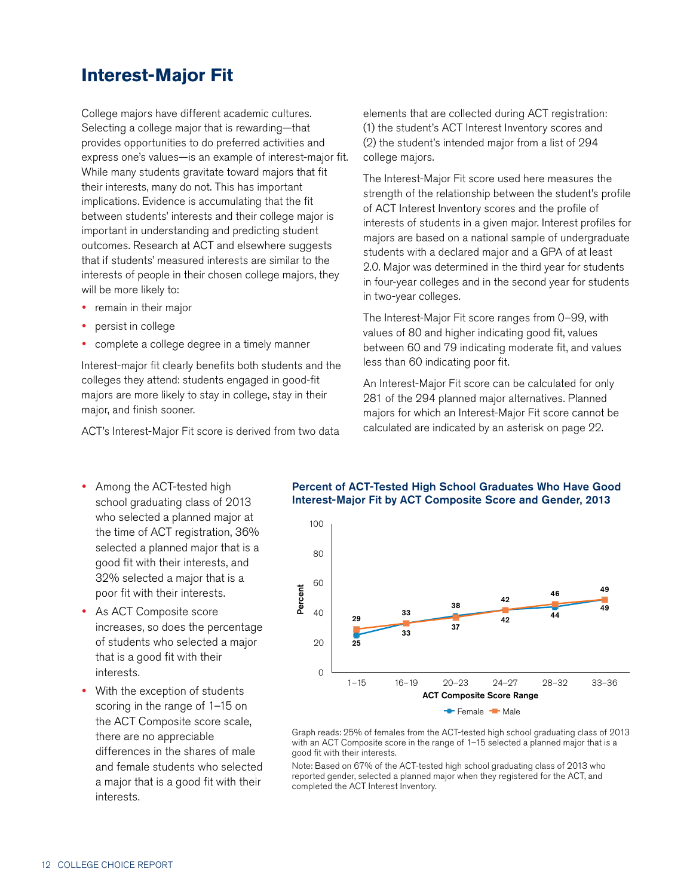# Interest-Major Fit

College majors have different academic cultures. Selecting a college major that is rewarding—that provides opportunities to do preferred activities and express one's values—is an example of interest-major fit. While many students gravitate toward majors that fit their interests, many do not. This has important implications. Evidence is accumulating that the fit between students' interests and their college major is important in understanding and predicting student outcomes. Research at ACT and elsewhere suggests that if students' measured interests are similar to the interests of people in their chosen college majors, they will be more likely to:

- remain in their major
- persist in college
- complete a college degree in a timely manner

Interest-major fit clearly benefits both students and the colleges they attend: students engaged in good-fit majors are more likely to stay in college, stay in their major, and finish sooner.

ACT's Interest-Major Fit score is derived from two data elements that are collected during ACT registration: (1) the student's ACT Interest Inventory scores and (2) the student's intended major from a list of 294 college majors.

The Interest-Major Fit score used here measures the strength of the relationship between the student's profile of ACT Interest Inventory scores and the profile of interests of students in a given major. Interest profiles for majors are based on a national sample of undergraduate students with a declared major and a GPA of at least 2.0. Major was determined in the third year for students in four-year colleges and in the second year for students in two-year colleges.

The Interest-Major Fit score ranges from 0–99, with values of 80 and higher indicating good fit, values between 60 and 79 indicating moderate fit, and values less than 60 indicating poor fit.

An Interest-Major Fit score can be calculated for only 281 of the 294 planned major alternatives. Planned majors for which an Interest-Major Fit score cannot be calculated are indicated by an asterisk on page 22.

- Among the ACT-tested high school graduating class of 2013 who selected a planned major at the time of ACT registration, 36% selected a planned major that is a good fit with their interests, and 32% selected a major that is a poor fit with their interests.
- As ACT Composite score increases, so does the percentage of students who selected a major that is a good fit with their interests.
- With the exception of students scoring in the range of 1–15 on the ACT Composite score scale, there are no appreciable differences in the shares of male and female students who selected a major that is a good fit with their interests.

**Percent of ACT-Tested High School Graduates Who Have Good Interest-Major Fit by ACT Composite Score and Gender, 2013**

| ACT Composite Score Range | Female | Male |
|---|---|---|
| 1–15 | 25 | 29 |
| 16–19 | 33 | 33 |
| 20–23 | 38 | 37 |
| 24–27 | 42 | 42 |
| 28–32 | 44 | 46 |
| 33–36 | 49 | 49 |

Graph reads: 25% of females from the ACT-tested high school graduating class of 2013 with an ACT Composite score in the range of 1–15 selected a planned major that is a good fit with their interests.

Note: Based on 67% of the ACT-tested high school graduating class of 2013 who reported gender, selected a planned major when they registered for the ACT, and completed the ACT Interest Inventory.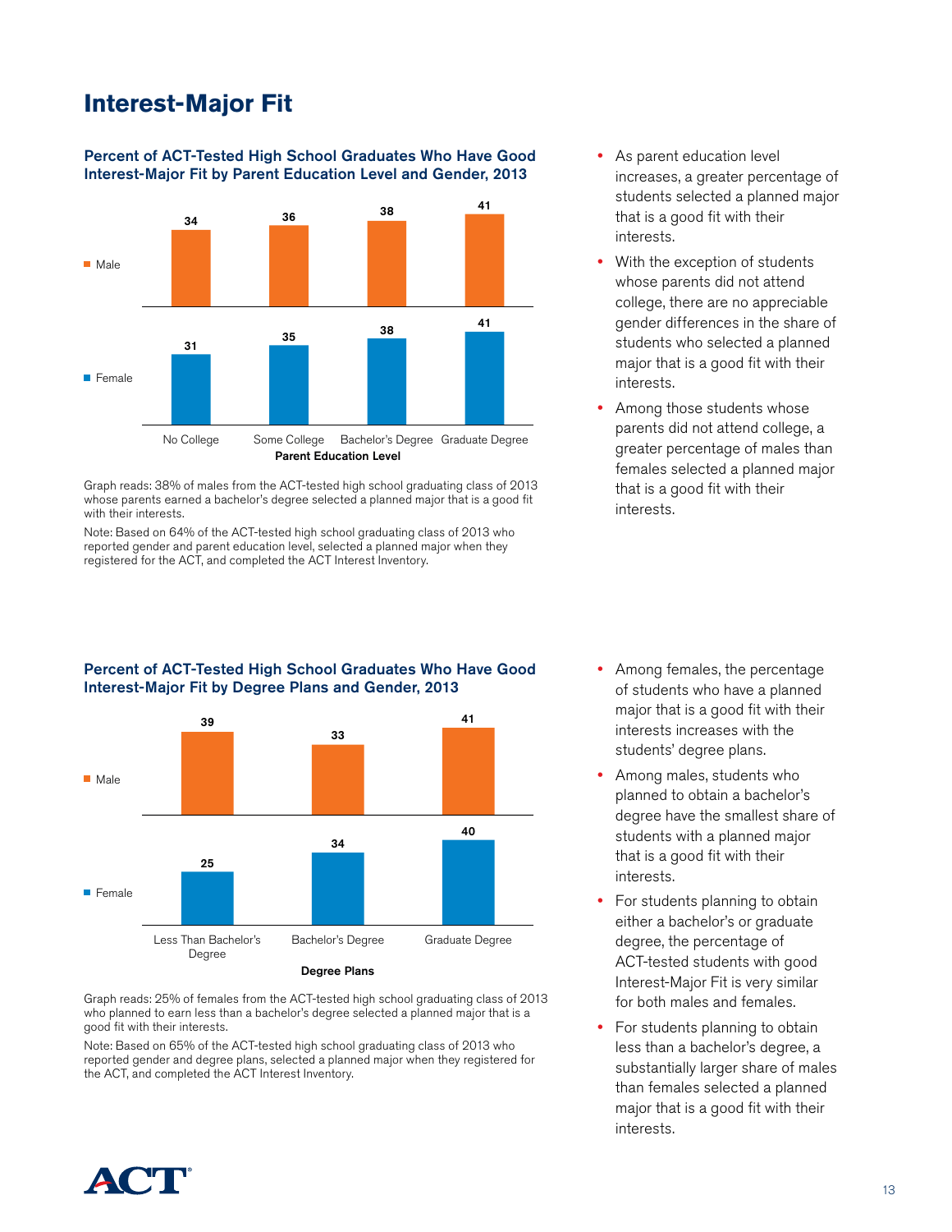## Interest-Major Fit

### Percent of ACT-Tested High School Graduates Who Have Good Interest-Major Fit by Parent Education Level and Gender, 2013

| Parent Education Level | Male | Female |
|---|---|---|
| No College | 34 | 31 |
| Some College | 36 | 35 |
| Bachelor's Degree | 38 | 38 |
| Graduate Degree | 41 | 41 |

Graph reads: 38% of males from the ACT-tested high school graduating class of 2013 whose parents earned a bachelor's degree selected a planned major that is a good fit with their interests.

Note: Based on 64% of the ACT-tested high school graduating class of 2013 who reported gender and parent education level, selected a planned major when they registered for the ACT, and completed the ACT Interest Inventory.

- As parent education level increases, a greater percentage of students selected a planned major that is a good fit with their interests.
- With the exception of students whose parents did not attend college, there are no appreciable gender differences in the share of students who selected a planned major that is a good fit with their interests.
- Among those students whose parents did not attend college, a greater percentage of males than females selected a planned major that is a good fit with their interests.

### Percent of ACT-Tested High School Graduates Who Have Good Interest-Major Fit by Degree Plans and Gender, 2013

| Degree Plans | Male | Female |
|---|---|---|
| Less Than Bachelor's Degree | 39 | 25 |
| Bachelor's Degree | 33 | 34 |
| Graduate Degree | 41 | 40 |

Graph reads: 25% of females from the ACT-tested high school graduating class of 2013 who planned to earn less than a bachelor's degree selected a planned major that is a good fit with their interests.

Note: Based on 65% of the ACT-tested high school graduating class of 2013 who reported gender and degree plans, selected a planned major when they registered for the ACT, and completed the ACT Interest Inventory.

- Among females, the percentage of students who have a planned major that is a good fit with their interests increases with the students' degree plans.
- Among males, students who planned to obtain a bachelor's degree have the smallest share of students with a planned major that is a good fit with their interests.
- For students planning to obtain either a bachelor's or graduate degree, the percentage of ACT-tested students with good Interest-Major Fit is very similar for both males and females.
- For students planning to obtain less than a bachelor's degree, a substantially larger share of males than females selected a planned major that is a good fit with their interests.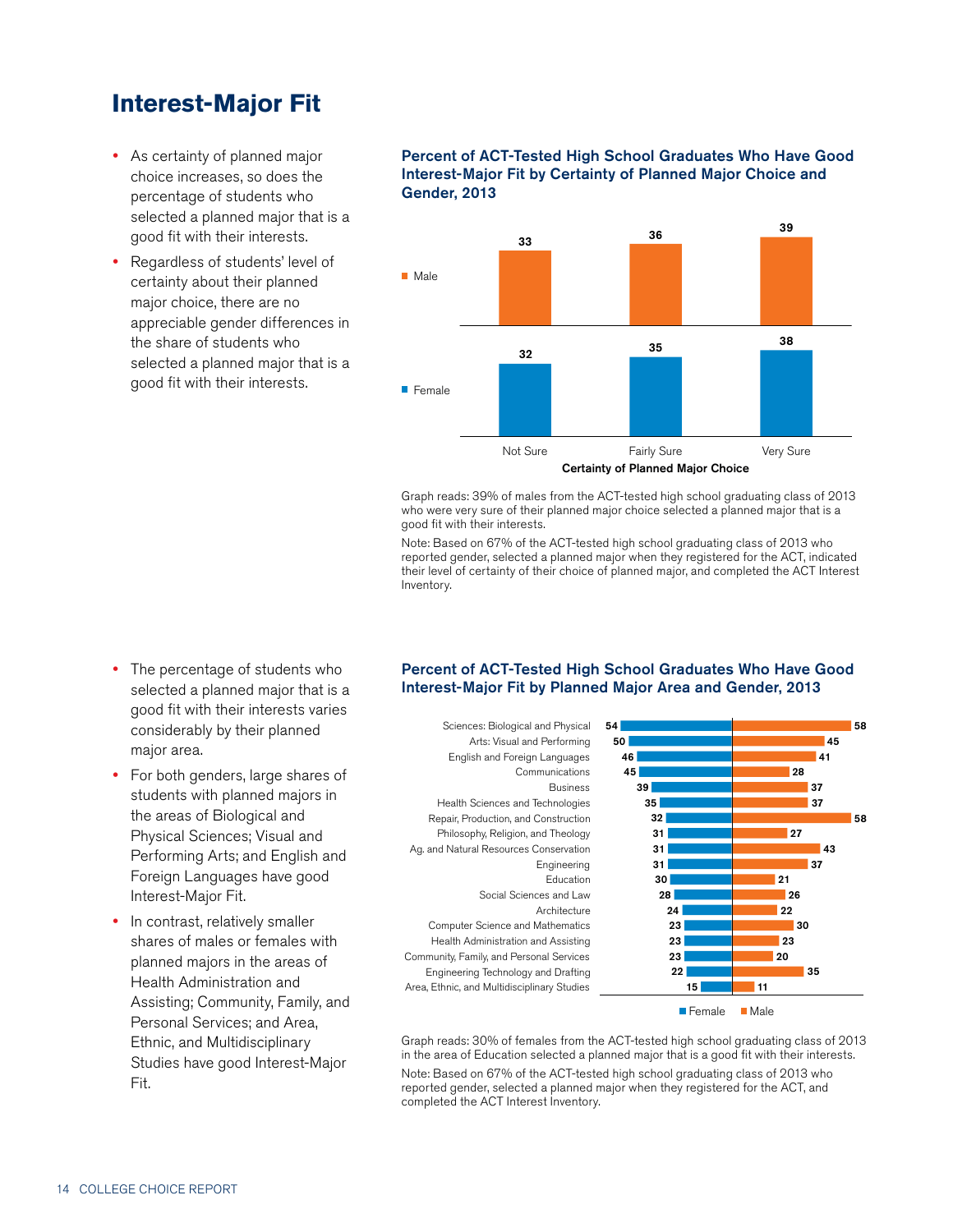## Interest-Major Fit

- As certainty of planned major choice increases, so does the percentage of students who selected a planned major that is a good fit with their interests.
- Regardless of students' level of certainty about their planned major choice, there are no appreciable gender differences in the share of students who selected a planned major that is a good fit with their interests.

### Percent of ACT-Tested High School Graduates Who Have Good Interest-Major Fit by Certainty of Planned Major Choice and Gender, 2013

| Certainty of Planned Major Choice | Male | Female |
|---|---|---|
| Not Sure | 33 | 32 |
| Fairly Sure | 36 | 35 |
| Very Sure | 39 | 38 |

Graph reads: 39% of males from the ACT-tested high school graduating class of 2013 who were very sure of their planned major choice selected a planned major that is a good fit with their interests.

Note: Based on 67% of the ACT-tested high school graduating class of 2013 who reported gender, selected a planned major when they registered for the ACT, indicated their level of certainty of their choice of planned major, and completed the ACT Interest Inventory.

- The percentage of students who selected a planned major that is a good fit with their interests varies considerably by their planned major area.
- For both genders, large shares of students with planned majors in the areas of Biological and Physical Sciences; Visual and Performing Arts; and English and Foreign Languages have good Interest-Major Fit.
- In contrast, relatively smaller shares of males or females with planned majors in the areas of Health Administration and Assisting; Community, Family, and Personal Services; and Area, Ethnic, and Multidisciplinary Studies have good Interest-Major Fit.

### Percent of ACT-Tested High School Graduates Who Have Good Interest-Major Fit by Planned Major Area and Gender, 2013

| Planned Major Area | Female | Male |
|---|---|---|
| Sciences: Biological and Physical | 54 | 58 |
| Arts: Visual and Performing | 50 | 45 |
| English and Foreign Languages | 46 | 41 |
| Communications | 45 | 28 |
| Business | 39 | 37 |
| Health Sciences and Technologies | 35 | 37 |
| Repair, Production, and Construction | 32 | 58 |
| Philosophy, Religion, and Theology | 31 | 27 |
| Ag. and Natural Resources Conservation | 31 | 43 |
| Engineering | 31 | 37 |
| Education | 30 | 21 |
| Social Sciences and Law | 28 | 26 |
| Architecture | 24 | 22 |
| Computer Science and Mathematics | 23 | 30 |
| Health Administration and Assisting | 23 | 23 |
| Community, Family, and Personal Services | 23 | 20 |
| Engineering Technology and Drafting | 22 | 35 |
| Area, Ethnic, and Multidisciplinary Studies | 15 | 11 |

Graph reads: 30% of females from the ACT-tested high school graduating class of 2013 in the area of Education selected a planned major that is a good fit with their interests.

Note: Based on 67% of the ACT-tested high school graduating class of 2013 who reported gender, selected a planned major when they registered for the ACT, and completed the ACT Interest Inventory.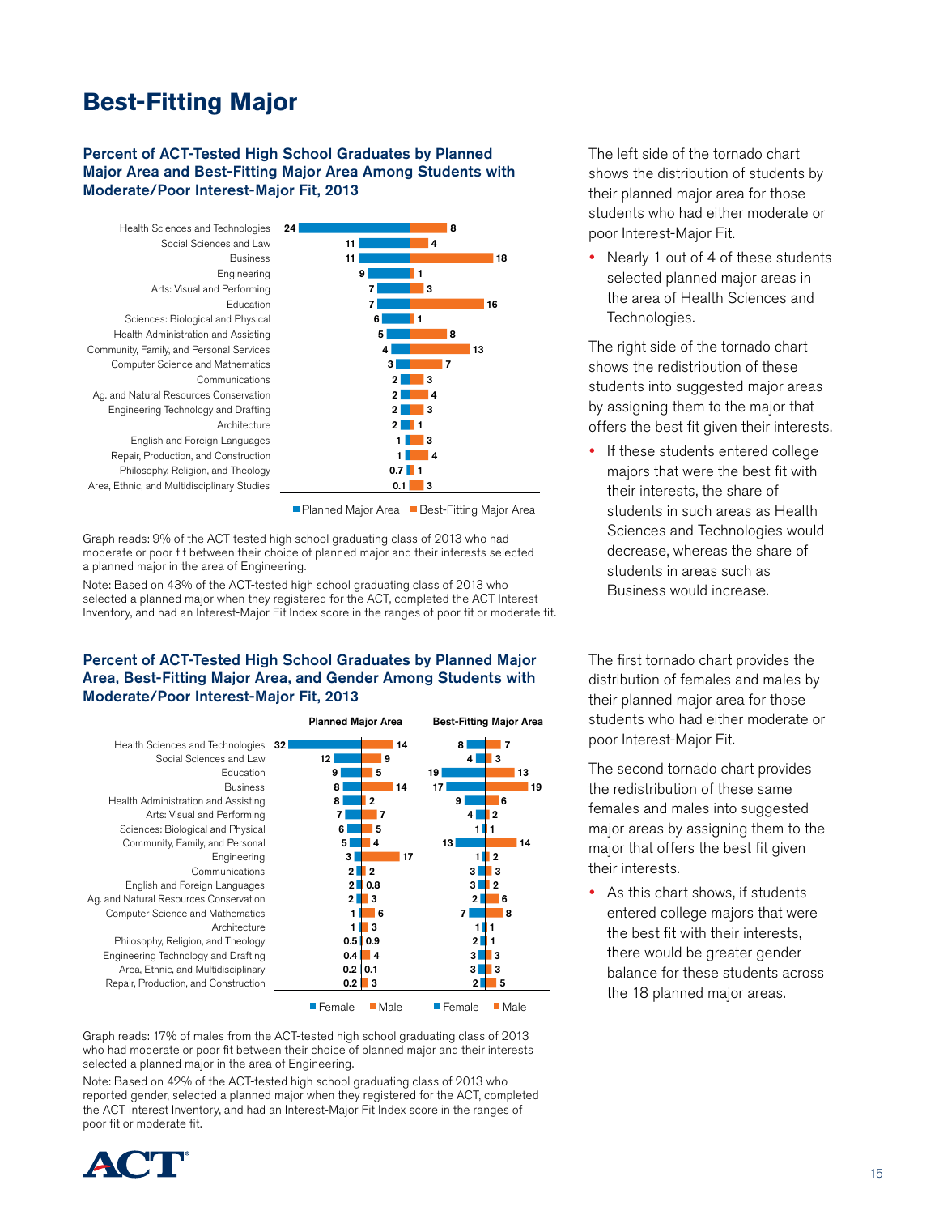# Best-Fitting Major

### Percent of ACT-Tested High School Graduates by Planned Major Area and Best-Fitting Major Area Among Students with Moderate/Poor Interest-Major Fit, 2013

| Major Area | Planned Major Area | Best-Fitting Major Area |
|---|---|---|
| Health Sciences and Technologies | 24 | 8 |
| Social Sciences and Law | 11 | 4 |
| Business | 11 | 18 |
| Engineering | 9 | 1 |
| Arts: Visual and Performing | 7 | 3 |
| Education | 7 | 16 |
| Sciences: Biological and Physical | 6 | 1 |
| Health Administration and Assisting | 5 | 8 |
| Community, Family, and Personal Services | 4 | 13 |
| Computer Science and Mathematics | 3 | 7 |
| Communications | 2 | 3 |
| Ag. and Natural Resources Conservation | 2 | 4 |
| Engineering Technology and Drafting | 2 | 3 |
| Architecture | 2 | 1 |
| English and Foreign Languages | 1 | 3 |
| Repair, Production, and Construction | 1 | 4 |
| Philosophy, Religion, and Theology | 0.7 | 1 |
| Area, Ethnic, and Multidisciplinary Studies | 0.1 | 3 |

Graph reads: 9% of the ACT-tested high school graduating class of 2013 who had moderate or poor fit between their choice of planned major and their interests selected a planned major in the area of Engineering.

Note: Based on 43% of the ACT-tested high school graduating class of 2013 who selected a planned major when they registered for the ACT, completed the ACT Interest Inventory, and had an Interest-Major Fit Index score in the ranges of poor fit or moderate fit.

The left side of the tornado chart shows the distribution of students by their planned major area for those students who had either moderate or poor Interest-Major Fit.

- Nearly 1 out of 4 of these students selected planned major areas in the area of Health Sciences and Technologies.

The right side of the tornado chart shows the redistribution of these students into suggested major areas by assigning them to the major that offers the best fit given their interests.

- If these students entered college majors that were the best fit with their interests, the share of students in such areas as Health Sciences and Technologies would decrease, whereas the share of students in areas such as Business would increase.

### Percent of ACT-Tested High School Graduates by Planned Major Area, Best-Fitting Major Area, and Gender Among Students with Moderate/Poor Interest-Major Fit, 2013

| Major Area | Planned Major Area: Female | Planned Major Area: Male | Best-Fitting Major Area: Female | Best-Fitting Major Area: Male |
|---|---|---|---|---|
| Health Sciences and Technologies | 32 | 14 | 8 | 7 |
| Social Sciences and Law | 12 | 9 | 4 | 3 |
| Education | 9 | 5 | 19 | 13 |
| Business | 8 | 14 | 17 | 19 |
| Health Administration and Assisting | 8 | 2 | 9 | 6 |
| Arts: Visual and Performing | 7 | 7 | 4 | 2 |
| Sciences: Biological and Physical | 6 | 5 | 1 | 1 |
| Community, Family, and Personal | 5 | 4 | 13 | 14 |
| Engineering | 3 | 17 | 1 | 2 |
| Communications | 2 | 2 | 3 | 3 |
| English and Foreign Languages | 2 | 0.8 | 3 | 2 |
| Ag. and Natural Resources Conservation | 2 | 3 | 2 | 6 |
| Computer Science and Mathematics | 1 | 6 | 7 | 8 |
| Architecture | 1 | 3 | 1 | 1 |
| Philosophy, Religion, and Theology | 0.5 | 0.9 | 2 | 1 |
| Engineering Technology and Drafting | 0.4 | 4 | 3 | 3 |
| Area, Ethnic, and Multidisciplinary | 0.2 | 0.1 | 3 | 3 |
| Repair, Production, and Construction | 0.2 | 3 | 2 | 5 |

Graph reads: 17% of males from the ACT-tested high school graduating class of 2013 who had moderate or poor fit between their choice of planned major and their interests selected a planned major in the area of Engineering.

Note: Based on 42% of the ACT-tested high school graduating class of 2013 who reported gender, selected a planned major when they registered for the ACT, completed the ACT Interest Inventory, and had an Interest-Major Fit Index score in the ranges of poor fit or moderate fit.

The first tornado chart provides the distribution of females and males by their planned major area for those students who had either moderate or poor Interest-Major Fit.

The second tornado chart provides the redistribution of these same females and males into suggested major areas by assigning them to the major that offers the best fit given their interests.

- As this chart shows, if students entered college majors that were the best fit with their interests, there would be greater gender balance for these students across the 18 planned major areas.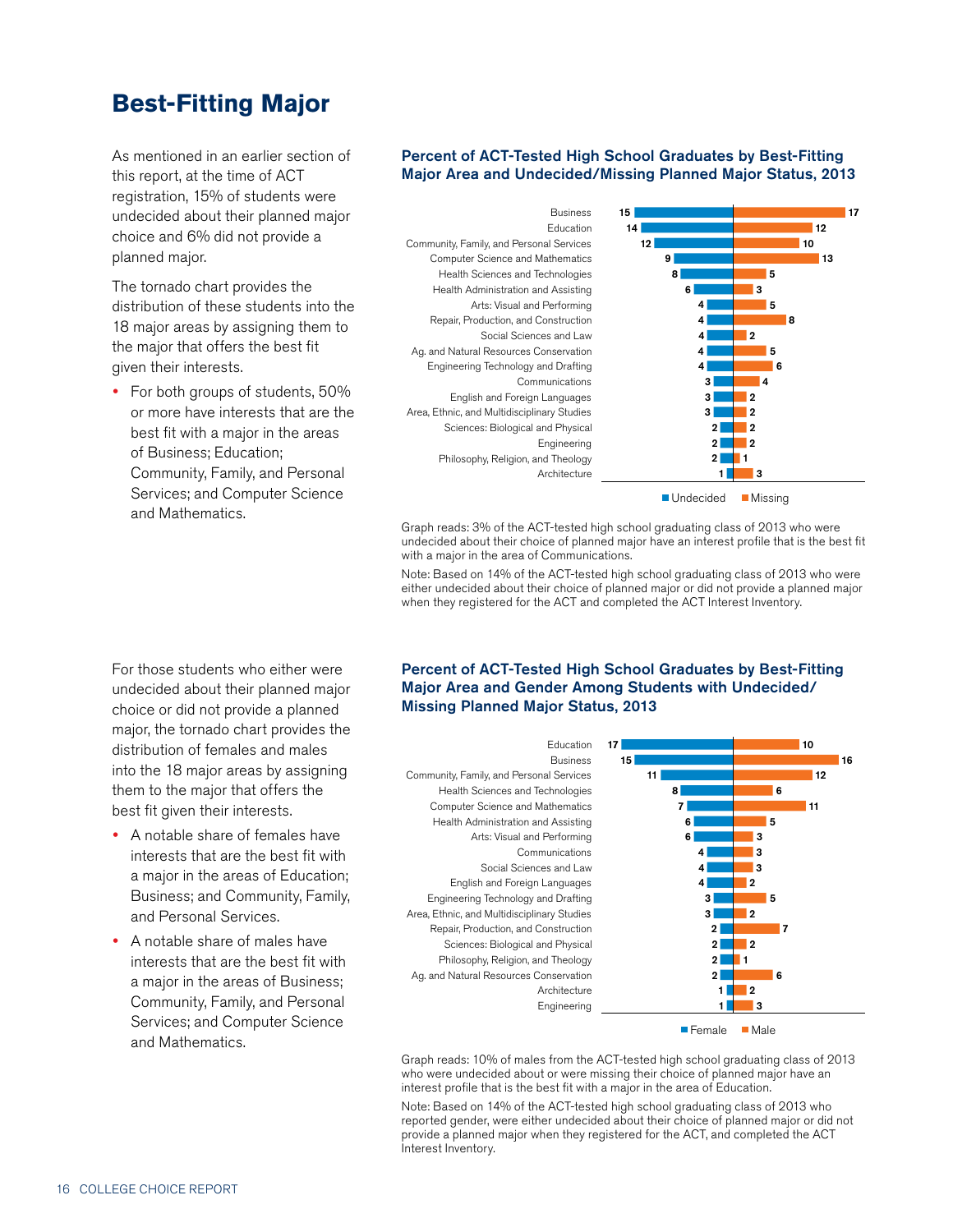## Best-Fitting Major

As mentioned in an earlier section of this report, at the time of ACT registration, 15% of students were undecided about their planned major choice and 6% did not provide a planned major.

The tornado chart provides the distribution of these students into the 18 major areas by assigning them to the major that offers the best fit given their interests.

- For both groups of students, 50% or more have interests that are the best fit with a major in the areas of Business; Education; Community, Family, and Personal Services; and Computer Science and Mathematics.

### Percent of ACT-Tested High School Graduates by Best-Fitting Major Area and Undecided/Missing Planned Major Status, 2013

| Major Area | Undecided | Missing |
|---|---|---|
| Business | 15 | 17 |
| Education | 14 | 12 |
| Community, Family, and Personal Services | 12 | 10 |
| Computer Science and Mathematics | 9 | 13 |
| Health Sciences and Technologies | 8 | 5 |
| Health Administration and Assisting | 6 | 3 |
| Arts: Visual and Performing | 4 | 5 |
| Repair, Production, and Construction | 4 | 8 |
| Social Sciences and Law | 4 | 2 |
| Ag. and Natural Resources Conservation | 4 | 5 |
| Engineering Technology and Drafting | 4 | 6 |
| Communications | 3 | 4 |
| English and Foreign Languages | 3 | 2 |
| Area, Ethnic, and Multidisciplinary Studies | 3 | 2 |
| Sciences: Biological and Physical | 2 | 2 |
| Engineering | 2 | 2 |
| Philosophy, Religion, and Theology | 2 | 1 |
| Architecture | 1 | 3 |

Graph reads: 3% of the ACT-tested high school graduating class of 2013 who were undecided about their choice of planned major have an interest profile that is the best fit with a major in the area of Communications.

Note: Based on 14% of the ACT-tested high school graduating class of 2013 who were either undecided about their choice of planned major or did not provide a planned major when they registered for the ACT and completed the ACT Interest Inventory.

For those students who either were undecided about their planned major choice or did not provide a planned major, the tornado chart provides the distribution of females and males into the 18 major areas by assigning them to the major that offers the best fit given their interests.

- A notable share of females have interests that are the best fit with a major in the areas of Education; Business; and Community, Family, and Personal Services.
- A notable share of males have interests that are the best fit with a major in the areas of Business; Community, Family, and Personal Services; and Computer Science and Mathematics.

### Percent of ACT-Tested High School Graduates by Best-Fitting Major Area and Gender Among Students with Undecided/Missing Planned Major Status, 2013

| Major Area | Female | Male |
|---|---|---|
| Education | 17 | 10 |
| Business | 15 | 16 |
| Community, Family, and Personal Services | 11 | 12 |
| Health Sciences and Technologies | 8 | 6 |
| Computer Science and Mathematics | 7 | 11 |
| Health Administration and Assisting | 6 | 5 |
| Arts: Visual and Performing | 6 | 3 |
| Communications | 4 | 3 |
| Social Sciences and Law | 4 | 3 |
| English and Foreign Languages | 4 | 2 |
| Engineering Technology and Drafting | 3 | 5 |
| Area, Ethnic, and Multidisciplinary Studies | 3 | 2 |
| Repair, Production, and Construction | 2 | 7 |
| Sciences: Biological and Physical | 2 | 2 |
| Philosophy, Religion, and Theology | 2 | 1 |
| Ag. and Natural Resources Conservation | 2 | 6 |
| Architecture | 1 | 2 |
| Engineering | 1 | 3 |

Graph reads: 10% of males from the ACT-tested high school graduating class of 2013 who were undecided about or were missing their choice of planned major have an interest profile that is the best fit with a major in the area of Education.

Note: Based on 14% of the ACT-tested high school graduating class of 2013 who reported gender, were either undecided about their choice of planned major or did not provide a planned major when they registered for the ACT, and completed the ACT Interest Inventory.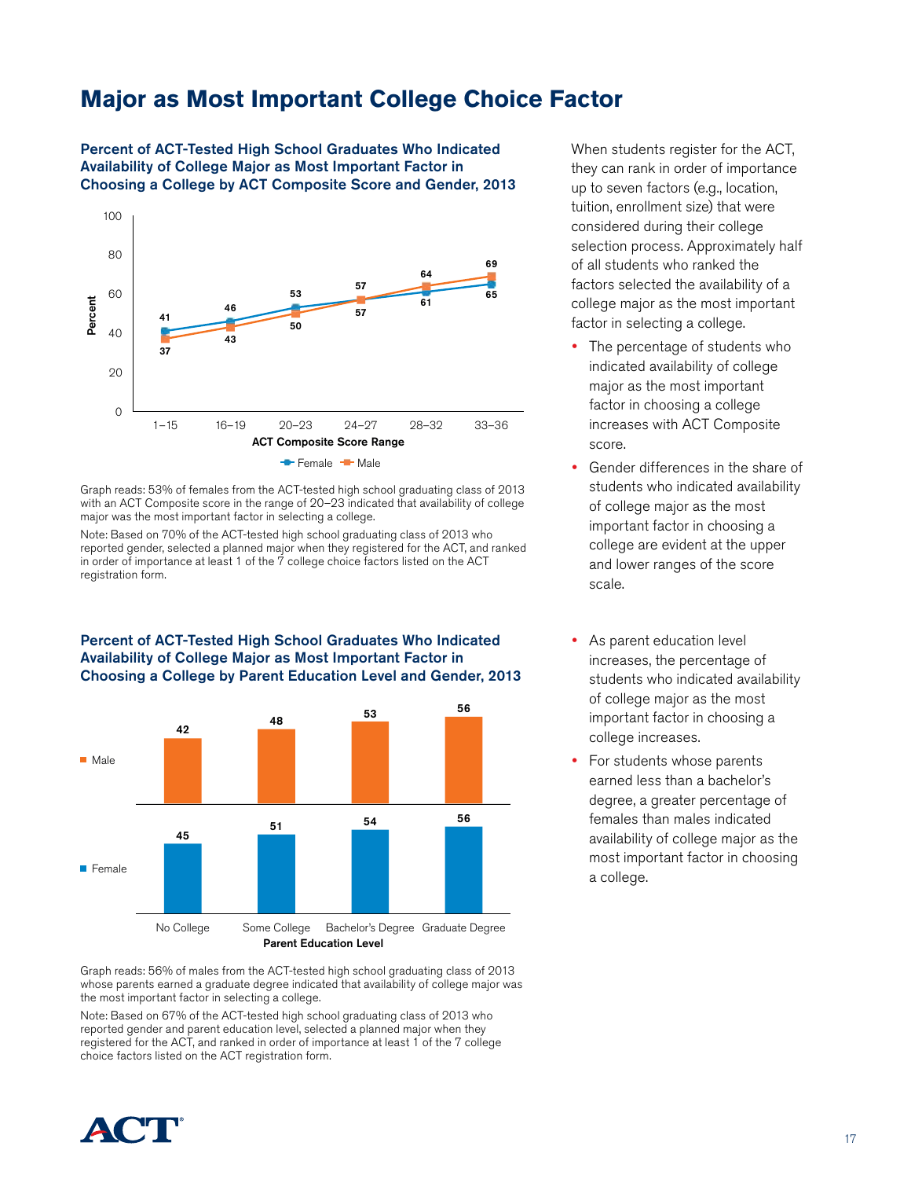# Major as Most Important College Choice Factor

### Percent of ACT-Tested High School Graduates Who Indicated Availability of College Major as Most Important Factor in Choosing a College by ACT Composite Score and Gender, 2013

| ACT Composite Score Range | Female | Male |
|---|---|---|
| 1–15 | 41 | 37 |
| 16–19 | 46 | 43 |
| 20–23 | 53 | 50 |
| 24–27 | 57 | 57 |
| 28–32 | 61 | 64 |
| 33–36 | 65 | 69 |

Graph reads: 53% of females from the ACT-tested high school graduating class of 2013 with an ACT Composite score in the range of 20–23 indicated that availability of college major was the most important factor in selecting a college.

Note: Based on 70% of the ACT-tested high school graduating class of 2013 who reported gender, selected a planned major when they registered for the ACT, and ranked in order of importance at least 1 of the 7 college choice factors listed on the ACT registration form.

### Percent of ACT-Tested High School Graduates Who Indicated Availability of College Major as Most Important Factor in Choosing a College by Parent Education Level and Gender, 2013

| Parent Education Level | Male | Female |
|---|---|---|
| No College | 42 | 45 |
| Some College | 48 | 51 |
| Bachelor's Degree | 53 | 54 |
| Graduate Degree | 56 | 56 |

Graph reads: 56% of males from the ACT-tested high school graduating class of 2013 whose parents earned a graduate degree indicated that availability of college major was the most important factor in selecting a college.

Note: Based on 67% of the ACT-tested high school graduating class of 2013 who reported gender and parent education level, selected a planned major when they registered for the ACT, and ranked in order of importance at least 1 of the 7 college choice factors listed on the ACT registration form.

When students register for the ACT, they can rank in order of importance up to seven factors (e.g., location, tuition, enrollment size) that were considered during their college selection process. Approximately half of all students who ranked the factors selected the availability of a college major as the most important factor in selecting a college.

- The percentage of students who indicated availability of college major as the most important factor in choosing a college increases with ACT Composite score.
- Gender differences in the share of students who indicated availability of college major as the most important factor in choosing a college are evident at the upper and lower ranges of the score scale.
- As parent education level increases, the percentage of students who indicated availability of college major as the most important factor in choosing a college increases.
- For students whose parents earned less than a bachelor's degree, a greater percentage of females than males indicated availability of college major as the most important factor in choosing a college.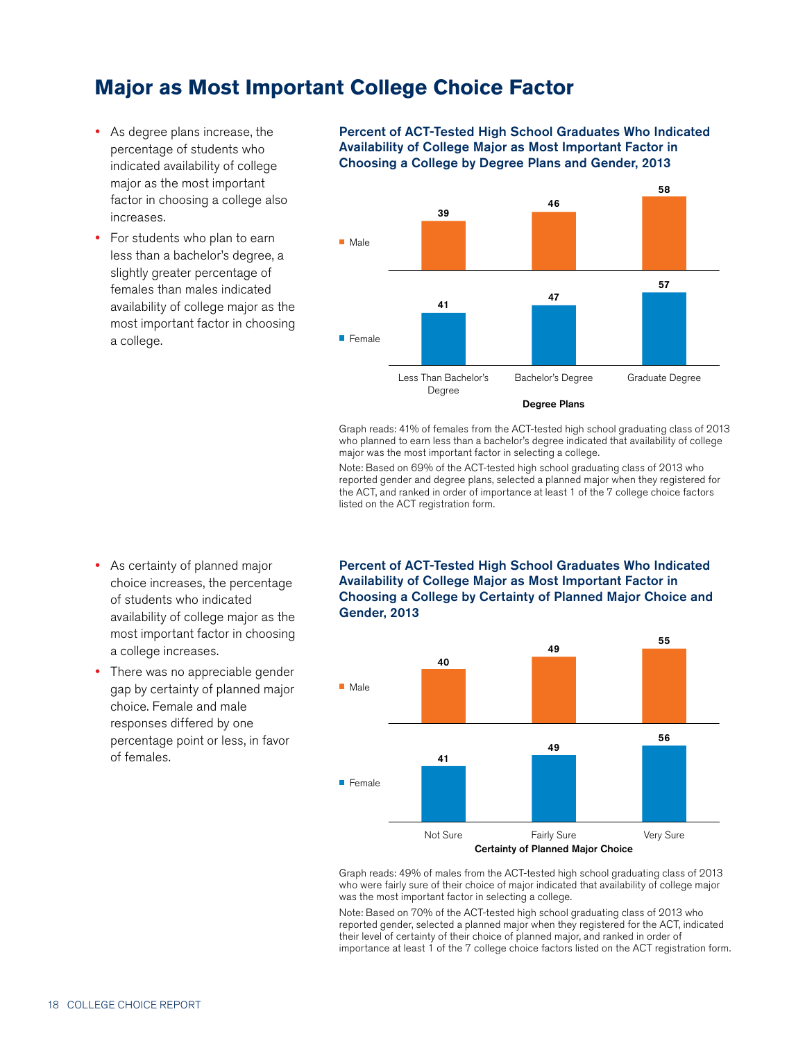# Major as Most Important College Choice Factor

- As degree plans increase, the percentage of students who indicated availability of college major as the most important factor in choosing a college also increases.
- For students who plan to earn less than a bachelor's degree, a slightly greater percentage of females than males indicated availability of college major as the most important factor in choosing a college.

### Percent of ACT-Tested High School Graduates Who Indicated Availability of College Major as Most Important Factor in Choosing a College by Degree Plans and Gender, 2013

| Degree Plans | Male | Female |
|---|---|---|
| Less Than Bachelor's Degree | 39 | 41 |
| Bachelor's Degree | 46 | 47 |
| Graduate Degree | 58 | 57 |

Graph reads: 41% of females from the ACT-tested high school graduating class of 2013 who planned to earn less than a bachelor's degree indicated that availability of college major was the most important factor in selecting a college.

Note: Based on 69% of the ACT-tested high school graduating class of 2013 who reported gender and degree plans, selected a planned major when they registered for the ACT, and ranked in order of importance at least 1 of the 7 college choice factors listed on the ACT registration form.

- As certainty of planned major choice increases, the percentage of students who indicated availability of college major as the most important factor in choosing a college increases.
- There was no appreciable gender gap by certainty of planned major choice. Female and male responses differed by one percentage point or less, in favor of females.

### Percent of ACT-Tested High School Graduates Who Indicated Availability of College Major as Most Important Factor in Choosing a College by Certainty of Planned Major Choice and Gender, 2013

| Certainty of Planned Major Choice | Male | Female |
|---|---|---|
| Not Sure | 40 | 41 |
| Fairly Sure | 49 | 49 |
| Very Sure | 55 | 56 |

Graph reads: 49% of males from the ACT-tested high school graduating class of 2013 who were fairly sure of their choice of major indicated that availability of college major was the most important factor in selecting a college.

Note: Based on 70% of the ACT-tested high school graduating class of 2013 who reported gender, selected a planned major when they registered for the ACT, indicated their level of certainty of their choice of planned major, and ranked in order of importance at least 1 of the 7 college choice factors listed on the ACT registration form.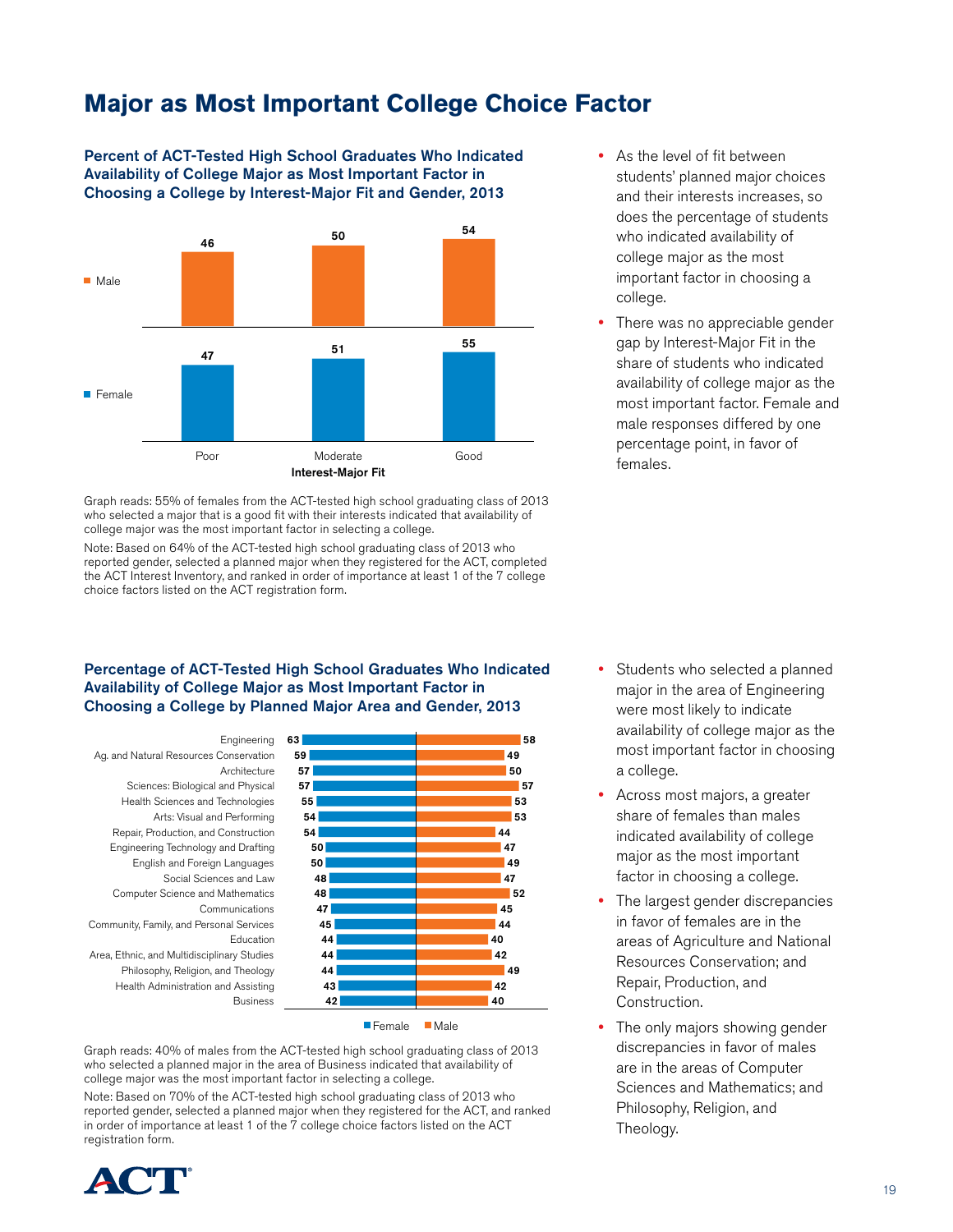# Major as Most Important College Choice Factor

### Percent of ACT-Tested High School Graduates Who Indicated Availability of College Major as Most Important Factor in Choosing a College by Interest-Major Fit and Gender, 2013

| Interest-Major Fit | Poor | Moderate | Good |
|---|---|---|---|
| Male | 46 | 50 | 54 |
| Female | 47 | 51 | 55 |

Graph reads: 55% of females from the ACT-tested high school graduating class of 2013 who selected a major that is a good fit with their interests indicated that availability of college major was the most important factor in selecting a college.

Note: Based on 64% of the ACT-tested high school graduating class of 2013 who reported gender, selected a planned major when they registered for the ACT, completed the ACT Interest Inventory, and ranked in order of importance at least 1 of the 7 college choice factors listed on the ACT registration form.

- As the level of fit between students' planned major choices and their interests increases, so does the percentage of students who indicated availability of college major as the most important factor in choosing a college.
- There was no appreciable gender gap by Interest-Major Fit in the share of students who indicated availability of college major as the most important factor. Female and male responses differed by one percentage point, in favor of females.

### Percentage of ACT-Tested High School Graduates Who Indicated Availability of College Major as Most Important Factor in Choosing a College by Planned Major Area and Gender, 2013

| Planned Major Area | Female | Male |
|---|---|---|
| Engineering | 63 | 58 |
| Ag. and Natural Resources Conservation | 59 | 49 |
| Architecture | 57 | 50 |
| Sciences: Biological and Physical | 57 | 57 |
| Health Sciences and Technologies | 55 | 53 |
| Arts: Visual and Performing | 54 | 53 |
| Repair, Production, and Construction | 54 | 44 |
| Engineering Technology and Drafting | 50 | 47 |
| English and Foreign Languages | 50 | 49 |
| Social Sciences and Law | 48 | 47 |
| Computer Science and Mathematics | 48 | 52 |
| Communications | 47 | 45 |
| Community, Family, and Personal Services | 45 | 44 |
| Education | 44 | 40 |
| Area, Ethnic, and Multidisciplinary Studies | 44 | 42 |
| Philosophy, Religion, and Theology | 44 | 49 |
| Health Administration and Assisting | 43 | 42 |
| Business | 42 | 40 |

Graph reads: 40% of males from the ACT-tested high school graduating class of 2013 who selected a planned major in the area of Business indicated that availability of college major was the most important factor in selecting a college.

Note: Based on 70% of the ACT-tested high school graduating class of 2013 who reported gender, selected a planned major when they registered for the ACT, and ranked in order of importance at least 1 of the 7 college choice factors listed on the ACT registration form.

- Students who selected a planned major in the area of Engineering were most likely to indicate availability of college major as the most important factor in choosing a college.
- Across most majors, a greater share of females than males indicated availability of college major as the most important factor in choosing a college.
- The largest gender discrepancies in favor of females are in the areas of Agriculture and National Resources Conservation; and Repair, Production, and Construction.
- The only majors showing gender discrepancies in favor of males are in the areas of Computer Sciences and Mathematics; and Philosophy, Religion, and Theology.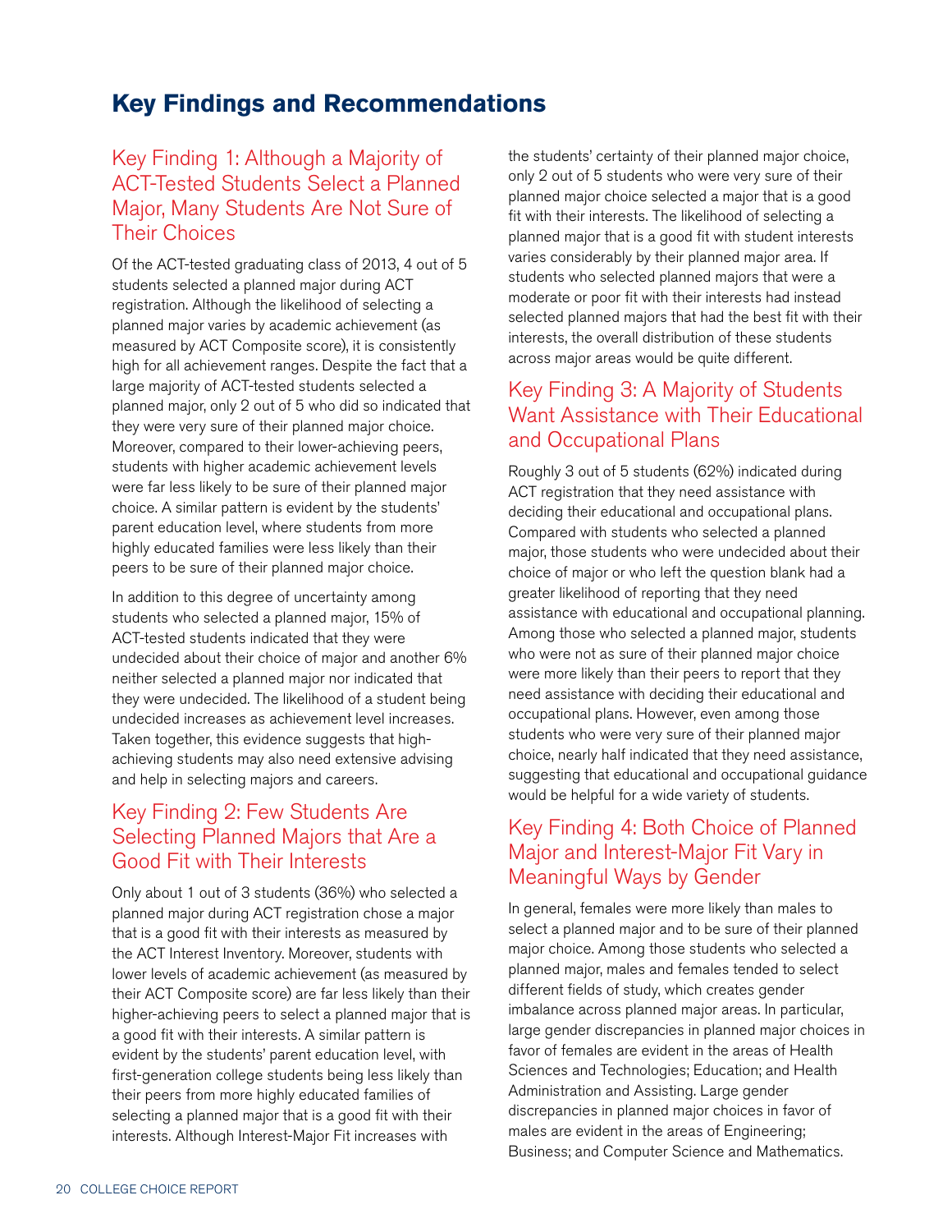# Key Findings and Recommendations

## Key Finding 1: Although a Majority of ACT-Tested Students Select a Planned Major, Many Students Are Not Sure of Their Choices

Of the ACT-tested graduating class of 2013, 4 out of 5 students selected a planned major during ACT registration. Although the likelihood of selecting a planned major varies by academic achievement (as measured by ACT Composite score), it is consistently high for all achievement ranges. Despite the fact that a large majority of ACT-tested students selected a planned major, only 2 out of 5 who did so indicated that they were very sure of their planned major choice. Moreover, compared to their lower-achieving peers, students with higher academic achievement levels were far less likely to be sure of their planned major choice. A similar pattern is evident by the students' parent education level, where students from more highly educated families were less likely than their peers to be sure of their planned major choice.

In addition to this degree of uncertainty among students who selected a planned major, 15% of ACT-tested students indicated that they were undecided about their choice of major and another 6% neither selected a planned major nor indicated that they were undecided. The likelihood of a student being undecided increases as achievement level increases. Taken together, this evidence suggests that high-achieving students may also need extensive advising and help in selecting majors and careers.

## Key Finding 2: Few Students Are Selecting Planned Majors that Are a Good Fit with Their Interests

Only about 1 out of 3 students (36%) who selected a planned major during ACT registration chose a major that is a good fit with their interests as measured by the ACT Interest Inventory. Moreover, students with lower levels of academic achievement (as measured by their ACT Composite score) are far less likely than their higher-achieving peers to select a planned major that is a good fit with their interests. A similar pattern is evident by the students' parent education level, with first-generation college students being less likely than their peers from more highly educated families of selecting a planned major that is a good fit with their interests. Although Interest-Major Fit increases with the students' certainty of their planned major choice, only 2 out of 5 students who were very sure of their planned major choice selected a major that is a good fit with their interests. The likelihood of selecting a planned major that is a good fit with student interests varies considerably by their planned major area. If students who selected planned majors that were a moderate or poor fit with their interests had instead selected planned majors that had the best fit with their interests, the overall distribution of these students across major areas would be quite different.

## Key Finding 3: A Majority of Students Want Assistance with Their Educational and Occupational Plans

Roughly 3 out of 5 students (62%) indicated during ACT registration that they need assistance with deciding their educational and occupational plans. Compared with students who selected a planned major, those students who were undecided about their choice of major or who left the question blank had a greater likelihood of reporting that they need assistance with educational and occupational planning. Among those who selected a planned major, students who were not as sure of their planned major choice were more likely than their peers to report that they need assistance with deciding their educational and occupational plans. However, even among those students who were very sure of their planned major choice, nearly half indicated that they need assistance, suggesting that educational and occupational guidance would be helpful for a wide variety of students.

## Key Finding 4: Both Choice of Planned Major and Interest-Major Fit Vary in Meaningful Ways by Gender

In general, females were more likely than males to select a planned major and to be sure of their planned major choice. Among those students who selected a planned major, males and females tended to select different fields of study, which creates gender imbalance across planned major areas. In particular, large gender discrepancies in planned major choices in favor of females are evident in the areas of Health Sciences and Technologies; Education; and Health Administration and Assisting. Large gender discrepancies in planned major choices in favor of males are evident in the areas of Engineering; Business; and Computer Science and Mathematics.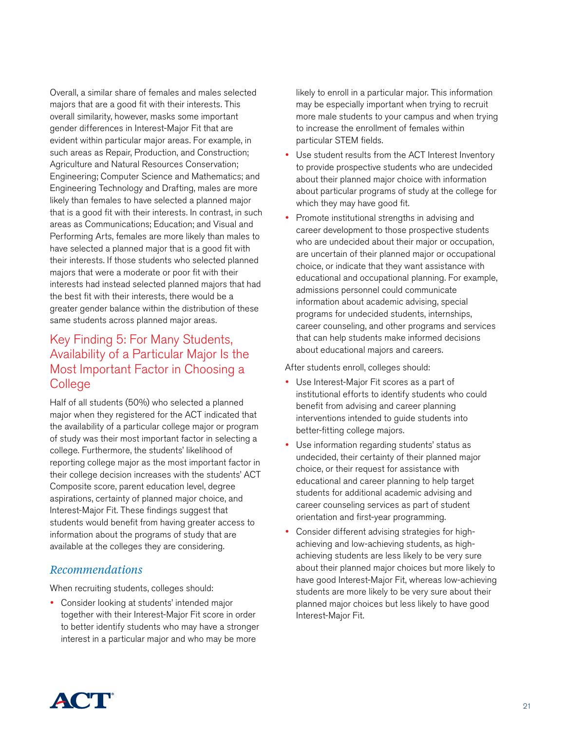Overall, a similar share of females and males selected majors that are a good fit with their interests. This overall similarity, however, masks some important gender differences in Interest-Major Fit that are evident within particular major areas. For example, in such areas as Repair, Production, and Construction; Agriculture and Natural Resources Conservation; Engineering; Computer Science and Mathematics; and Engineering Technology and Drafting, males are more likely than females to have selected a planned major that is a good fit with their interests. In contrast, in such areas as Communications; Education; and Visual and Performing Arts, females are more likely than males to have selected a planned major that is a good fit with their interests. If those students who selected planned majors that were a moderate or poor fit with their interests had instead selected planned majors that had the best fit with their interests, there would be a greater gender balance within the distribution of these same students across planned major areas.

## Key Finding 5: For Many Students, Availability of a Particular Major Is the Most Important Factor in Choosing a College

Half of all students (50%) who selected a planned major when they registered for the ACT indicated that the availability of a particular college major or program of study was their most important factor in selecting a college. Furthermore, the students' likelihood of reporting college major as the most important factor in their college decision increases with the students' ACT Composite score, parent education level, degree aspirations, certainty of planned major choice, and Interest-Major Fit. These findings suggest that students would benefit from having greater access to information about the programs of study that are available at the colleges they are considering.

### *Recommendations*

When recruiting students, colleges should:

- Consider looking at students' intended major together with their Interest-Major Fit score in order to better identify students who may have a stronger interest in a particular major and who may be more likely to enroll in a particular major. This information may be especially important when trying to recruit more male students to your campus and when trying to increase the enrollment of females within particular STEM fields.
- Use student results from the ACT Interest Inventory to provide prospective students who are undecided about their planned major choice with information about particular programs of study at the college for which they may have good fit.
- Promote institutional strengths in advising and career development to those prospective students who are undecided about their major or occupation, are uncertain of their planned major or occupational choice, or indicate that they want assistance with educational and occupational planning. For example, admissions personnel could communicate information about academic advising, special programs for undecided students, internships, career counseling, and other programs and services that can help students make informed decisions about educational majors and careers.

After students enroll, colleges should:

- Use Interest-Major Fit scores as a part of institutional efforts to identify students who could benefit from advising and career planning interventions intended to guide students into better-fitting college majors.
- Use information regarding students' status as undecided, their certainty of their planned major choice, or their request for assistance with educational and career planning to help target students for additional academic advising and career counseling services as part of student orientation and first-year programming.
- Consider different advising strategies for high-achieving and low-achieving students, as high-achieving students are less likely to be very sure about their planned major choices but more likely to have good Interest-Major Fit, whereas low-achieving students are more likely to be very sure about their planned major choices but less likely to have good Interest-Major Fit.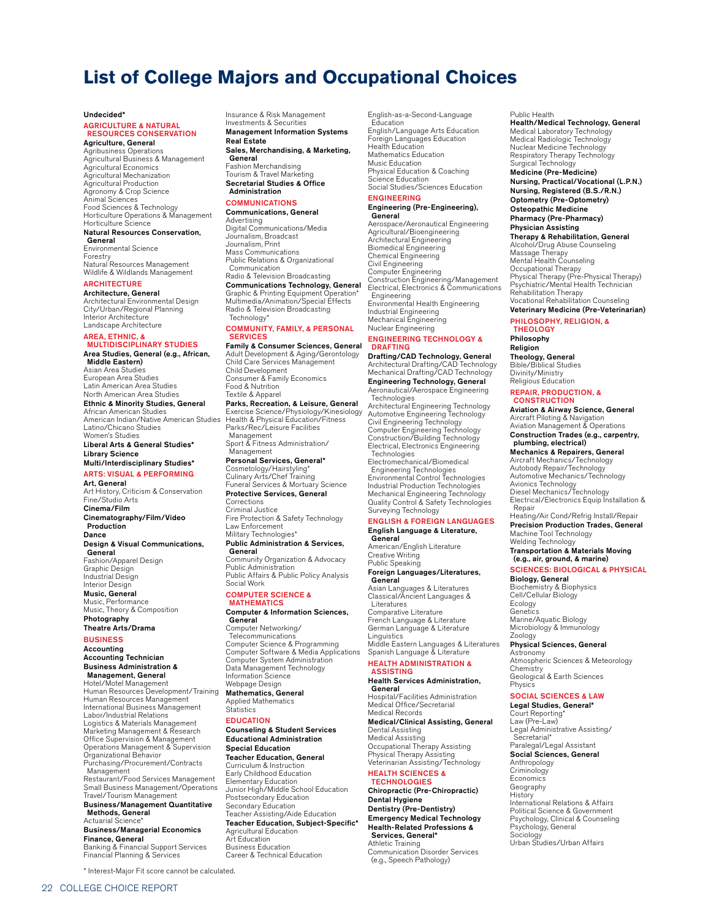# List of College Majors and Occupational Choices

**Undecided***

## AGRICULTURE & NATURAL RESOURCES CONSERVATION

**Agriculture, General**
Agribusiness Operations
Agricultural Business & Management
Agricultural Economics
Agricultural Mechanization
Agricultural Production
Agronomy & Crop Science
Animal Sciences
Food Sciences & Technology
Horticulture Operations & Management
Horticulture Science

**Natural Resources Conservation, General**
Environmental Science
Forestry
Natural Resources Management
Wildlife & Wildlands Management

## ARCHITECTURE

**Architecture, General**
Architectural Environmental Design
City/Urban/Regional Planning
Interior Architecture
Landscape Architecture

## AREA, ETHNIC, & MULTIDISCIPLINARY STUDIES

**Area Studies, General (e.g., African, Middle Eastern)**
Asian Area Studies
European Area Studies
Latin American Area Studies
North American Area Studies

**Ethnic & Minority Studies, General**
African American Studies
American Indian/Native American Studies
Latino/Chicano Studies
Women's Studies

**Liberal Arts & General Studies***

**Library Science**

**Multi/Interdisciplinary Studies***

## ARTS: VISUAL & PERFORMING

**Art, General**
Art History, Criticism & Conservation
Fine/Studio Arts

**Cinema/Film**

**Cinematography/Film/Video Production**

**Dance**

**Design & Visual Communications, General**
Fashion/Apparel Design
Graphic Design
Industrial Design
Interior Design

**Music, General**
Music, Performance
Music, Theory & Composition

**Photography**

**Theatre Arts/Drama**

## BUSINESS

**Accounting**

**Accounting Technician**

**Business Administration & Management, General**
Hotel/Motel Management
Human Resources Development/Training
Human Resources Management
International Business Management
Labor/Industrial Relations
Logistics & Materials Management
Marketing Management & Research
Office Supervision & Management
Operations Management & Supervision
Organizational Behavior
Purchasing/Procurement/Contracts Management
Restaurant/Food Services Management
Small Business Management/Operations
Travel/Tourism Management

**Business/Management Quantitative Methods, General**
Actuarial Science*

**Business/Managerial Economics**

**Finance, General**
Banking & Financial Support Services
Financial Planning & Services
Insurance & Risk Management
Investments & Securities

**Management Information Systems**

**Real Estate**

**Sales, Merchandising, & Marketing, General**
Fashion Merchandising
Tourism & Travel Marketing

**Secretarial Studies & Office Administration**

## COMMUNICATIONS

**Communications, General**
Advertising
Digital Communications/Media
Journalism, Broadcast
Journalism, Print
Mass Communications
Public Relations & Organizational Communication
Radio & Television Broadcasting

**Communications Technology, General**
Graphic & Printing Equipment Operation*
Multimedia/Animation/Special Effects
Radio & Television Broadcasting Technology*

## COMMUNITY, FAMILY, & PERSONAL SERVICES

**Family & Consumer Sciences, General**
Adult Development & Aging/Gerontology
Child Care Services Management
Child Development
Consumer & Family Economics
Food & Nutrition
Textile & Apparel

**Parks, Recreation, & Leisure, General**
Exercise Science/Physiology/Kinesiology
Health & Physical Education/Fitness
Parks/Rec/Leisure Facilities Management
Sport & Fitness Administration/Management

**Personal Services, General***
Cosmetology/Hairstyling*
Culinary Arts/Chef Training
Funeral Services & Mortuary Science

**Protective Services, General**
Corrections
Criminal Justice
Fire Protection & Safety Technology
Law Enforcement
Military Technologies*

**Public Administration & Services, General**
Community Organization & Advocacy
Public Administration
Public Affairs & Public Policy Analysis
Social Work

## COMPUTER SCIENCE & MATHEMATICS

**Computer & Information Sciences, General**
Computer Networking/Telecommunications
Computer Science & Programming
Computer Software & Media Applications
Computer System Administration
Data Management Technology
Information Science
Webpage Design

**Mathematics, General**
Applied Mathematics
Statistics

## EDUCATION

**Counseling & Student Services**

**Educational Administration**

**Special Education**

**Teacher Education, General**
Curriculum & Instruction
Early Childhood Education
Elementary Education
Junior High/Middle School Education
Postsecondary Education
Secondary Education
Teacher Assisting/Aide Education

**Teacher Education, Subject-Specific***
Agricultural Education
Art Education
Business Education
Career & Technical Education
English-as-a-Second-Language Education
English/Language Arts Education
Foreign Languages Education
Health Education
Mathematics Education
Music Education
Physical Education & Coaching
Science Education
Social Studies/Sciences Education

## ENGINEERING

**Engineering (Pre-Engineering), General**
Aerospace/Aeronautical Engineering
Agricultural/Bioengineering
Architectural Engineering
Biomedical Engineering
Chemical Engineering
Civil Engineering
Computer Engineering
Construction Engineering/Management
Electrical, Electronics & Communications Engineering
Environmental Health Engineering
Industrial Engineering
Mechanical Engineering
Nuclear Engineering

## ENGINEERING TECHNOLOGY & DRAFTING

**Drafting/CAD Technology, General**
Architectural Drafting/CAD Technology
Mechanical Drafting/CAD Technology

**Engineering Technology, General**
Aeronautical/Aerospace Engineering Technologies
Architectural Engineering Technology
Automotive Engineering Technology
Civil Engineering Technology
Computer Engineering Technology
Construction/Building Technology
Electrical, Electronics Engineering Technologies
Electromechanical/Biomedical Engineering Technologies
Environmental Control Technologies
Industrial Production Technologies
Mechanical Engineering Technology
Quality Control & Safety Technologies
Surveying Technology

## ENGLISH & FOREIGN LANGUAGES

**English Language & Literature, General**
American/English Literature
Creative Writing
Public Speaking

**Foreign Languages/Literatures, General**
Asian Languages & Literatures
Classical/Ancient Languages & Literatures
Comparative Literature
French Language & Literature
German Language & Literature
Linguistics
Middle Eastern Languages & Literatures
Spanish Language & Literature

## HEALTH ADMINISTRATION & ASSISTING

**Health Services Administration, General**
Hospital/Facilities Administration
Medical Office/Secretarial
Medical Records

**Medical/Clinical Assisting, General**
Dental Assisting
Medical Assisting
Occupational Therapy Assisting
Physical Therapy Assisting
Veterinarian Assisting/Technology

## HEALTH SCIENCES & TECHNOLOGIES

**Chiropractic (Pre-Chiropractic)**

**Dental Hygiene**

**Dentistry (Pre-Dentistry)**

**Emergency Medical Technology**

**Health-Related Professions & Services, General***
Athletic Training
Communication Disorder Services (e.g., Speech Pathology)
Public Health

**Health/Medical Technology, General**
Medical Laboratory Technology
Medical Radiologic Technology
Nuclear Medicine Technology
Respiratory Therapy Technology
Surgical Technology

**Medicine (Pre-Medicine)**

**Nursing, Practical/Vocational (L.P.N.)**

**Nursing, Registered (B.S./R.N.)**

**Optometry (Pre-Optometry)**

**Osteopathic Medicine**

**Pharmacy (Pre-Pharmacy)**

**Physician Assisting**

**Therapy & Rehabilitation, General**
Alcohol/Drug Abuse Counseling
Massage Therapy
Mental Health Counseling
Occupational Therapy
Physical Therapy (Pre-Physical Therapy)
Psychiatric/Mental Health Technician
Rehabilitation Therapy
Vocational Rehabilitation Counseling

**Veterinary Medicine (Pre-Veterinarian)**

## PHILOSOPHY, RELIGION, & THEOLOGY

**Philosophy**

**Religion**

**Theology, General**
Bible/Biblical Studies
Divinity/Ministry
Religious Education

## REPAIR, PRODUCTION, & CONSTRUCTION

**Aviation & Airway Science, General**
Aircraft Piloting & Navigation
Aviation Management & Operations

**Construction Trades (e.g., carpentry, plumbing, electrical)**

**Mechanics & Repairers, General**
Aircraft Mechanics/Technology
Autobody Repair/Technology
Automotive Mechanics/Technology
Avionics Technology
Diesel Mechanics/Technology
Electrical/Electronics Equip Installation & Repair
Heating/Air Cond/Refrig Install/Repair

**Precision Production Trades, General**
Machine Tool Technology
Welding Technology

**Transportation & Materials Moving (e.g., air, ground, & marine)**

## SCIENCES: BIOLOGICAL & PHYSICAL

**Biology, General**
Biochemistry & Biophysics
Cell/Cellular Biology
Ecology
Genetics
Marine/Aquatic Biology
Microbiology & Immunology
Zoology

**Physical Sciences, General**
Astronomy
Atmospheric Sciences & Meteorology
Chemistry
Geological & Earth Sciences
Physics

## SOCIAL SCIENCES & LAW

**Legal Studies, General***
Court Reporting*
Law (Pre-Law)
Legal Administrative Assisting/Secretarial*
Paralegal/Legal Assistant

**Social Sciences, General**
Anthropology
Criminology
Economics
Geography
History
International Relations & Affairs
Political Science & Government
Psychology, Clinical & Counseling
Psychology, General
Sociology
Urban Studies/Urban Affairs

* Interest-Major Fit score cannot be calculated.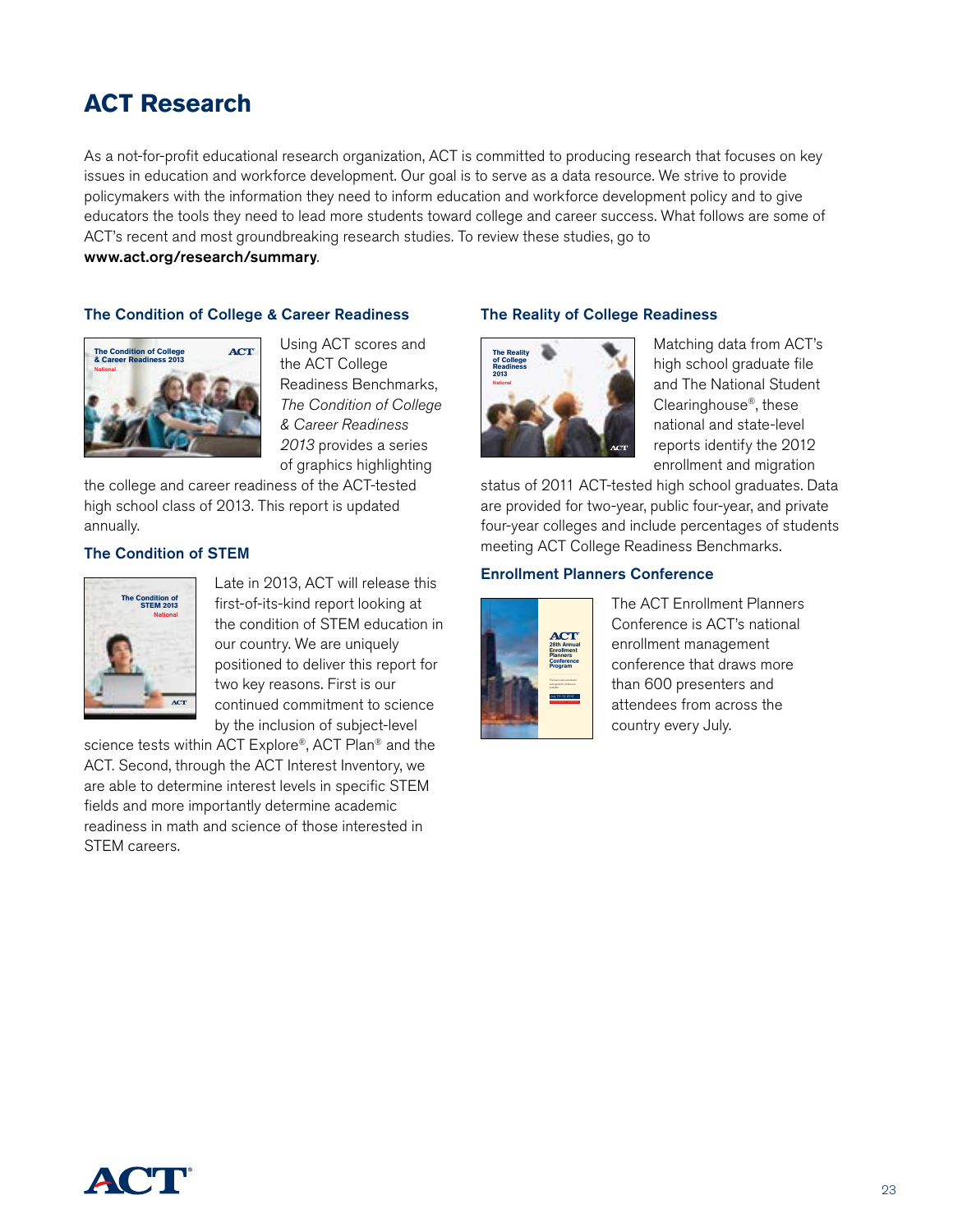# ACT Research

As a not-for-profit educational research organization, ACT is committed to producing research that focuses on key issues in education and workforce development. Our goal is to serve as a data resource. We strive to provide policymakers with the information they need to inform education and workforce development policy and to give educators the tools they need to lead more students toward college and career success. What follows are some of ACT's recent and most groundbreaking research studies. To review these studies, go to **www.act.org/research/summary**.

## The Condition of College & Career Readiness

Using ACT scores and the ACT College Readiness Benchmarks, *The Condition of College & Career Readiness 2013* provides a series of graphics highlighting the college and career readiness of the ACT-tested high school class of 2013. This report is updated annually.

## The Condition of STEM

Late in 2013, ACT will release this first-of-its-kind report looking at the condition of STEM education in our country. We are uniquely positioned to deliver this report for two key reasons. First is our continued commitment to science by the inclusion of subject-level science tests within ACT Explore®, ACT Plan® and the ACT. Second, through the ACT Interest Inventory, we are able to determine interest levels in specific STEM fields and more importantly determine academic readiness in math and science of those interested in STEM careers.

## The Reality of College Readiness

Matching data from ACT's high school graduate file and The National Student Clearinghouse®, these national and state-level reports identify the 2012 enrollment and migration status of 2011 ACT-tested high school graduates. Data are provided for two-year, public four-year, and private four-year colleges and include percentages of students meeting ACT College Readiness Benchmarks.

## Enrollment Planners Conference

The ACT Enrollment Planners Conference is ACT's national enrollment management conference that draws more than 600 presenters and attendees from across the country every July.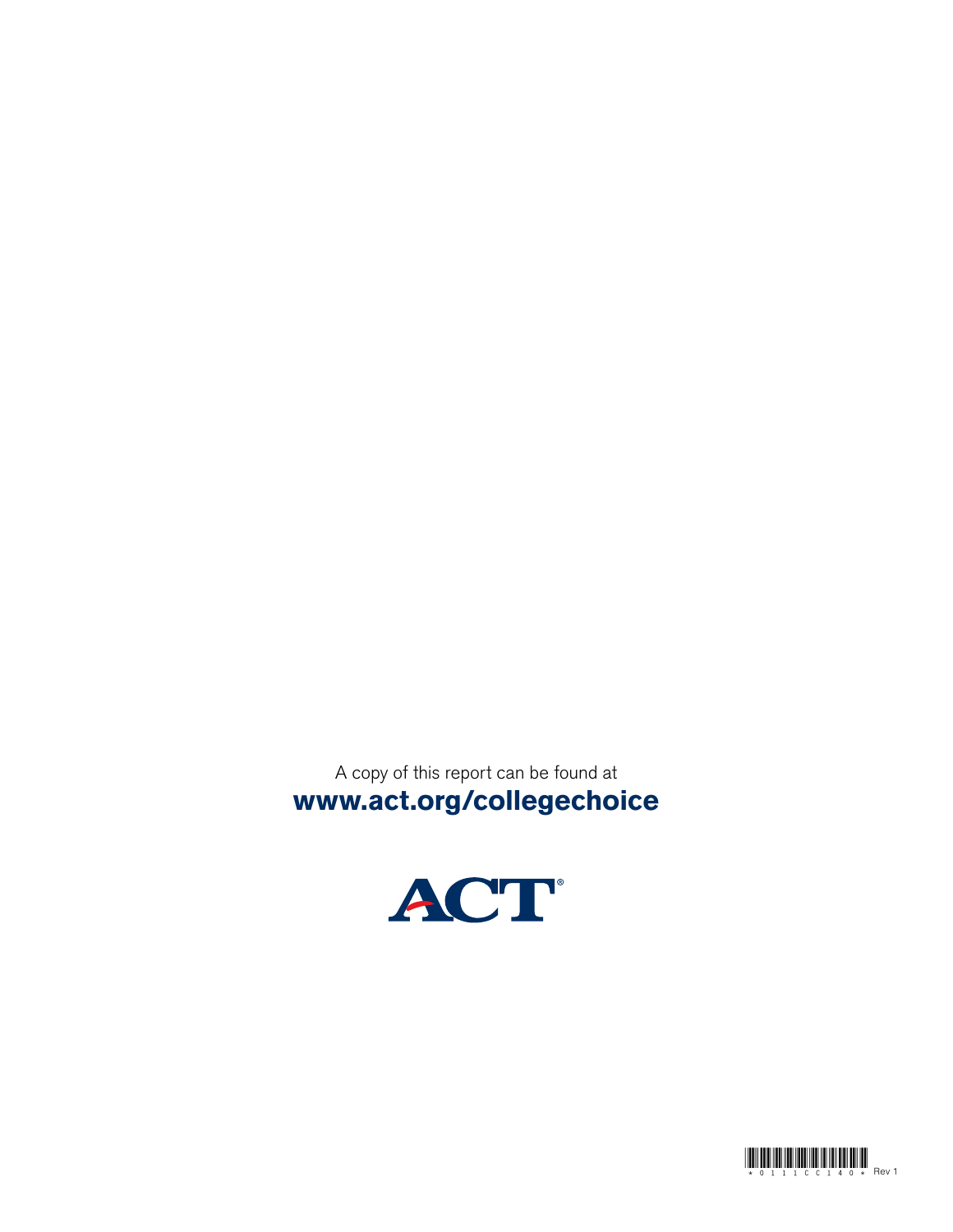A copy of this report can be found at

**www.act.org/collegechoice**

ACT®

*0111CC140* Rev 1